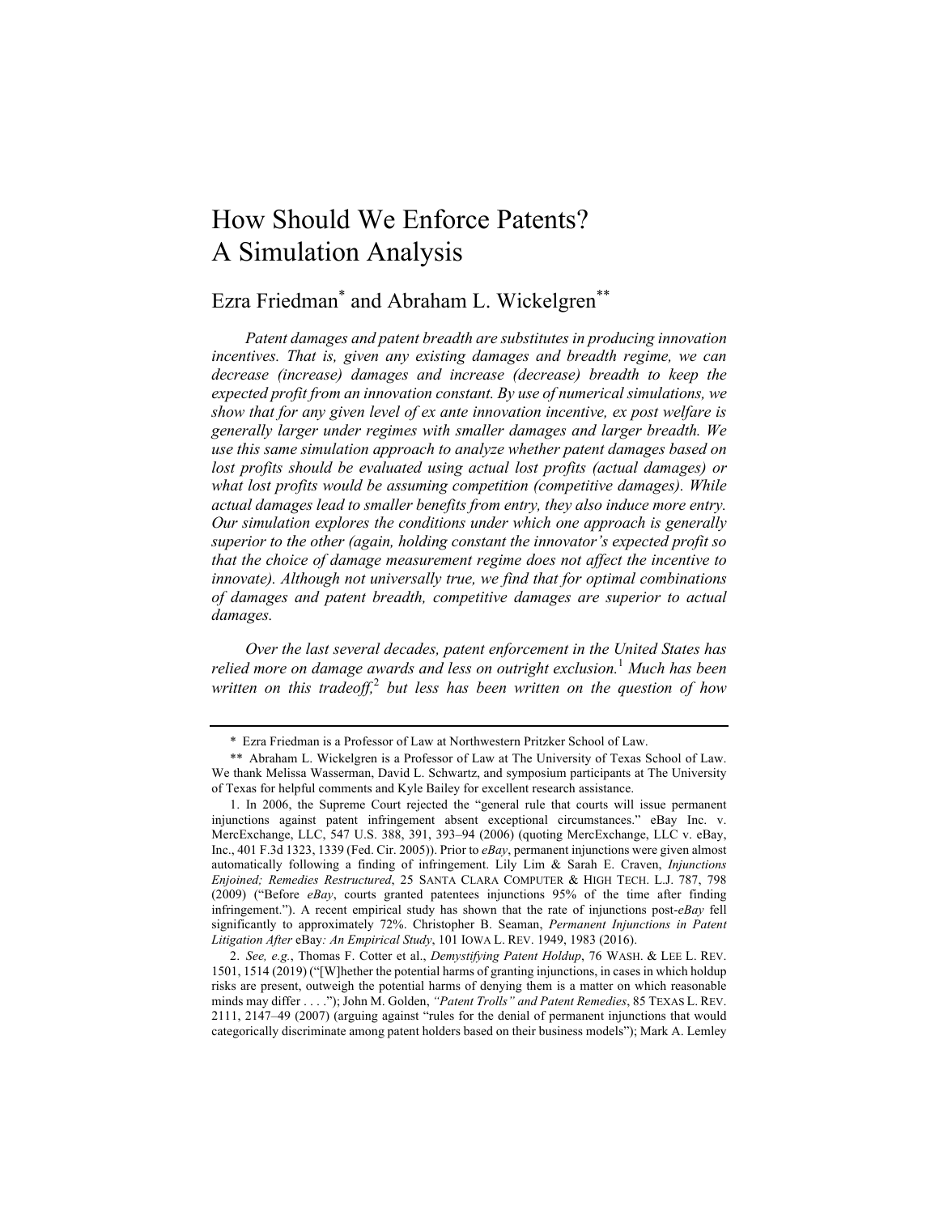# How Should We Enforce Patents? A Simulation Analysis

## Ezra Friedman[*] and Abraham L. Wickelgren[**]

*Patent damages and patent breadth are substitutes in producing innovation incentives. That is, given any existing damages and breadth regime, we can decrease (increase) damages and increase (decrease) breadth to keep the expected profit from an innovation constant. By use of numerical simulations, we show that for any given level of ex ante innovation incentive, ex post welfare is generally larger under regimes with smaller damages and larger breadth. We use this same simulation approach to analyze whether patent damages based on lost profits should be evaluated using actual lost profits (actual damages) or what lost profits would be assuming competition (competitive damages). While actual damages lead to smaller benefits from entry, they also induce more entry. Our simulation explores the conditions under which one approach is generally superior to the other (again, holding constant the innovator's expected profit so that the choice of damage measurement regime does not affect the incentive to innovate). Although not universally true, we find that for optimal combinations of damages and patent breadth, competitive damages are superior to actual damages.*

*Over the last several decades, patent enforcement in the United States has relied more on damage awards and less on outright exclusion.*[1] *Much has been written on this tradeoff,*[2] *but less has been written on the question of how*

---

\* Ezra Friedman is a Professor of Law at Northwestern Pritzker School of Law.

\*\* Abraham L. Wickelgren is a Professor of Law at The University of Texas School of Law. We thank Melissa Wasserman, David L. Schwartz, and symposium participants at The University of Texas for helpful comments and Kyle Bailey for excellent research assistance.

1. In 2006, the Supreme Court rejected the "general rule that courts will issue permanent injunctions against patent infringement absent exceptional circumstances." eBay Inc. v. MercExchange, LLC, 547 U.S. 388, 391, 393–94 (2006) (quoting MercExchange, LLC v. eBay, Inc., 401 F.3d 1323, 1339 (Fed. Cir. 2005)). Prior to *eBay*, permanent injunctions were given almost automatically following a finding of infringement. Lily Lim & Sarah E. Craven, *Injunctions Enjoined; Remedies Restructured*, 25 SANTA CLARA COMPUTER & HIGH TECH. L.J. 787, 798 (2009) ("Before *eBay*, courts granted patentees injunctions 95% of the time after finding infringement."). A recent empirical study has shown that the rate of injunctions post-*eBay* fell significantly to approximately 72%. Christopher B. Seaman, *Permanent Injunctions in Patent Litigation After* eBay*: An Empirical Study*, 101 IOWA L. REV. 1949, 1983 (2016).

2. *See, e.g.*, Thomas F. Cotter et al., *Demystifying Patent Holdup*, 76 WASH. & LEE L. REV. 1501, 1514 (2019) ("[W]hether the potential harms of granting injunctions, in cases in which holdup risks are present, outweigh the potential harms of denying them is a matter on which reasonable minds may differ . . . ."); John M. Golden, *"Patent Trolls" and Patent Remedies*, 85 TEXAS L. REV. 2111, 2147–49 (2007) (arguing against "rules for the denial of permanent injunctions that would categorically discriminate among patent holders based on their business models"); Mark A. Lemley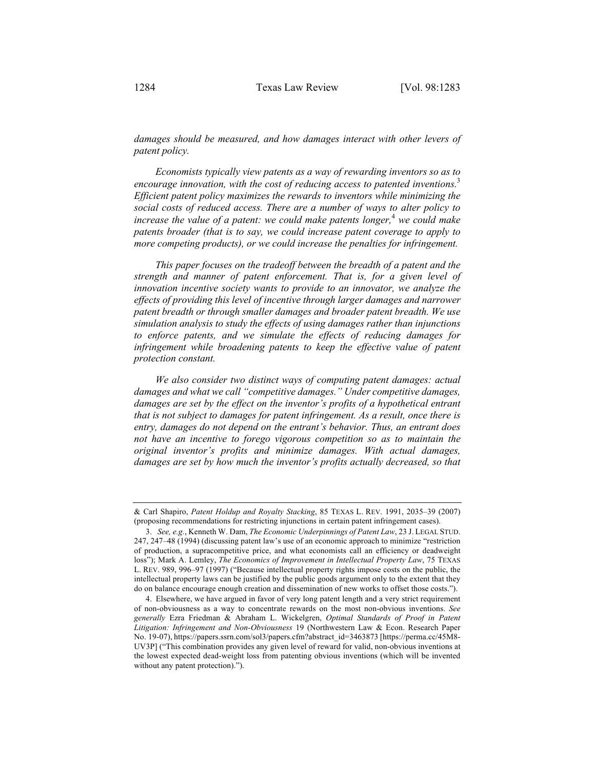*damages should be measured, and how damages interact with other levers of patent policy.*

*Economists typically view patents as a way of rewarding inventors so as to encourage innovation, with the cost of reducing access to patented inventions.*[3] *Efficient patent policy maximizes the rewards to inventors while minimizing the social costs of reduced access. There are a number of ways to alter policy to increase the value of a patent: we could make patents longer,*[4] *we could make patents broader (that is to say, we could increase patent coverage to apply to more competing products), or we could increase the penalties for infringement.*

*This paper focuses on the tradeoff between the breadth of a patent and the strength and manner of patent enforcement. That is, for a given level of innovation incentive society wants to provide to an innovator, we analyze the effects of providing this level of incentive through larger damages and narrower patent breadth or through smaller damages and broader patent breadth. We use simulation analysis to study the effects of using damages rather than injunctions to enforce patents, and we simulate the effects of reducing damages for infringement while broadening patents to keep the effective value of patent protection constant.*

*We also consider two distinct ways of computing patent damages: actual damages and what we call "competitive damages." Under competitive damages, damages are set by the effect on the inventor's profits of a hypothetical entrant that is not subject to damages for patent infringement. As a result, once there is entry, damages do not depend on the entrant's behavior. Thus, an entrant does not have an incentive to forego vigorous competition so as to maintain the original inventor's profits and minimize damages. With actual damages, damages are set by how much the inventor's profits actually decreased, so that*

---

& Carl Shapiro, *Patent Holdup and Royalty Stacking*, 85 TEXAS L. REV. 1991, 2035–39 (2007) (proposing recommendations for restricting injunctions in certain patent infringement cases).

3. *See, e.g.*, Kenneth W. Dam, *The Economic Underpinnings of Patent Law*, 23 J. LEGAL STUD. 247, 247–48 (1994) (discussing patent law's use of an economic approach to minimize "restriction of production, a supracompetitive price, and what economists call an efficiency or deadweight loss"); Mark A. Lemley, *The Economics of Improvement in Intellectual Property Law*, 75 TEXAS L. REV. 989, 996–97 (1997) ("Because intellectual property rights impose costs on the public, the intellectual property laws can be justified by the public goods argument only to the extent that they do on balance encourage enough creation and dissemination of new works to offset those costs.").

4. Elsewhere, we have argued in favor of very long patent length and a very strict requirement of non-obviousness as a way to concentrate rewards on the most non-obvious inventions. *See generally* Ezra Friedman & Abraham L. Wickelgren, *Optimal Standards of Proof in Patent Litigation: Infringement and Non-Obviousness* 19 (Northwestern Law & Econ. Research Paper No. 19-07), https://papers.ssrn.com/sol3/papers.cfm?abstract_id=3463873 [https://perma.cc/45M8-UV3P] ("This combination provides any given level of reward for valid, non-obvious inventions at the lowest expected dead-weight loss from patenting obvious inventions (which will be invented without any patent protection).").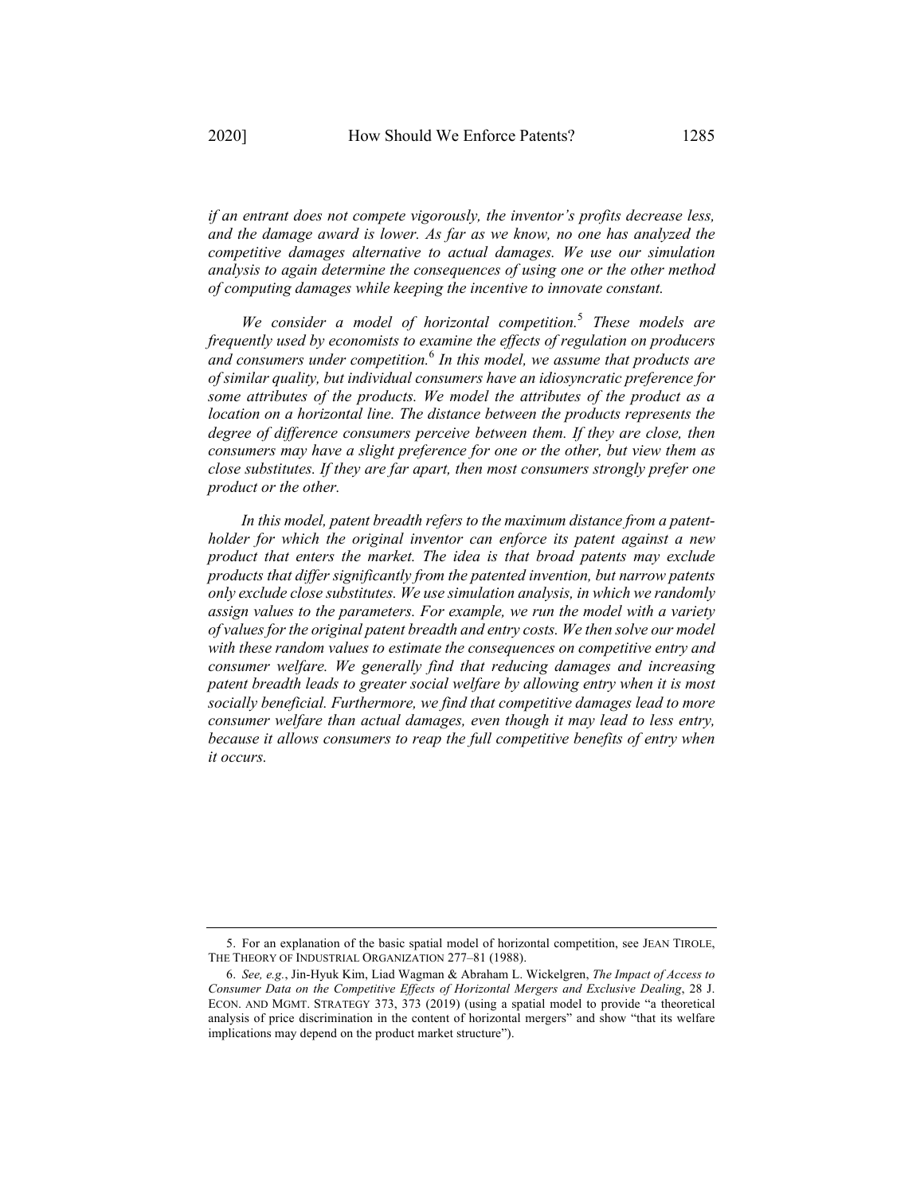*if an entrant does not compete vigorously, the inventor's profits decrease less, and the damage award is lower. As far as we know, no one has analyzed the competitive damages alternative to actual damages. We use our simulation analysis to again determine the consequences of using one or the other method of computing damages while keeping the incentive to innovate constant.*

*We consider a model of horizontal competition.*[5] *These models are frequently used by economists to examine the effects of regulation on producers and consumers under competition.*[6] *In this model, we assume that products are of similar quality, but individual consumers have an idiosyncratic preference for some attributes of the products. We model the attributes of the product as a location on a horizontal line. The distance between the products represents the degree of difference consumers perceive between them. If they are close, then consumers may have a slight preference for one or the other, but view them as close substitutes. If they are far apart, then most consumers strongly prefer one product or the other.*

*In this model, patent breadth refers to the maximum distance from a patent-holder for which the original inventor can enforce its patent against a new product that enters the market. The idea is that broad patents may exclude products that differ significantly from the patented invention, but narrow patents only exclude close substitutes. We use simulation analysis, in which we randomly assign values to the parameters. For example, we run the model with a variety of values for the original patent breadth and entry costs. We then solve our model with these random values to estimate the consequences on competitive entry and consumer welfare. We generally find that reducing damages and increasing patent breadth leads to greater social welfare by allowing entry when it is most socially beneficial. Furthermore, we find that competitive damages lead to more consumer welfare than actual damages, even though it may lead to less entry, because it allows consumers to reap the full competitive benefits of entry when it occurs.*

---

5. For an explanation of the basic spatial model of horizontal competition, see JEAN TIROLE, THE THEORY OF INDUSTRIAL ORGANIZATION 277–81 (1988).

6. *See, e.g.*, Jin-Hyuk Kim, Liad Wagman & Abraham L. Wickelgren, *The Impact of Access to Consumer Data on the Competitive Effects of Horizontal Mergers and Exclusive Dealing*, 28 J. ECON. AND MGMT. STRATEGY 373, 373 (2019) (using a spatial model to provide "a theoretical analysis of price discrimination in the content of horizontal mergers" and show "that its welfare implications may depend on the product market structure").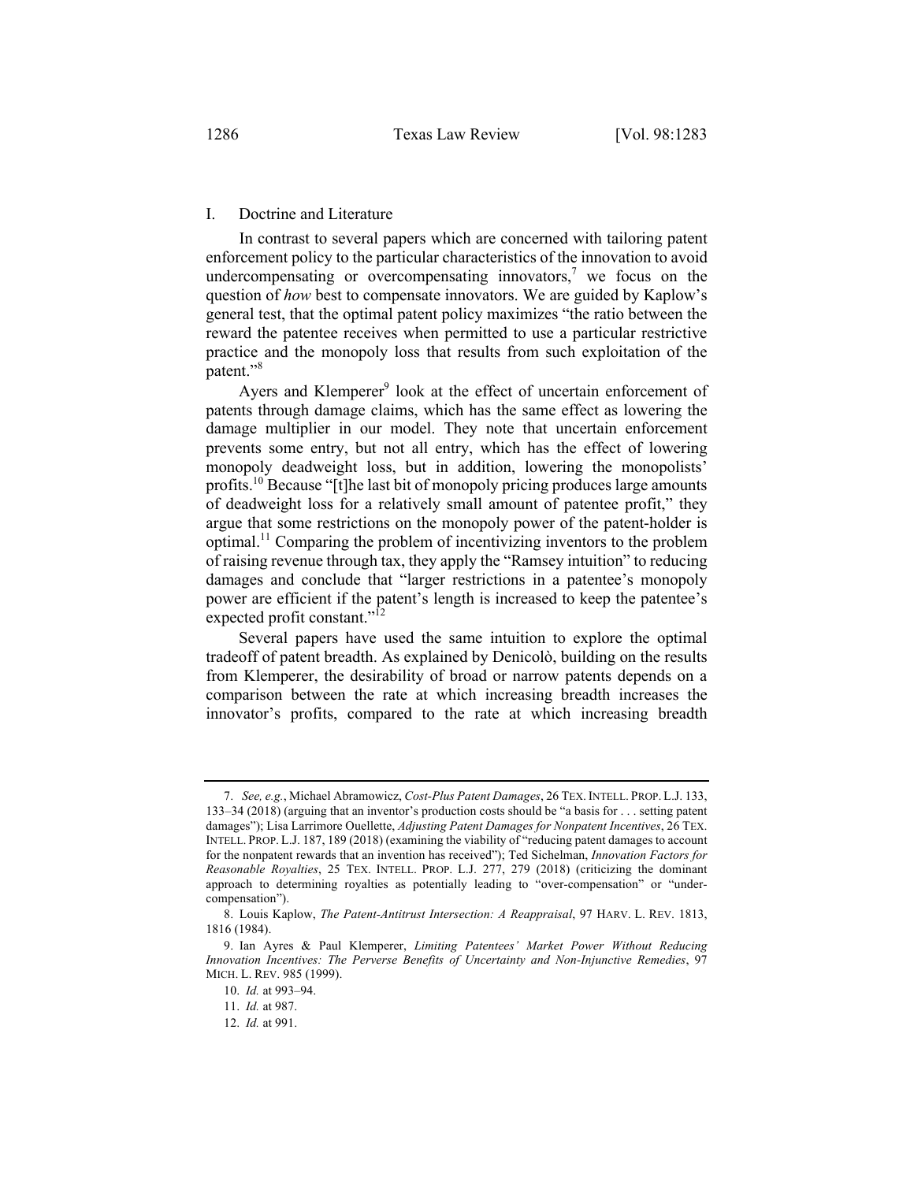## I. Doctrine and Literature

In contrast to several papers which are concerned with tailoring patent enforcement policy to the particular characteristics of the innovation to avoid undercompensating or overcompensating innovators,[7] we focus on the question of *how* best to compensate innovators. We are guided by Kaplow's general test, that the optimal patent policy maximizes "the ratio between the reward the patentee receives when permitted to use a particular restrictive practice and the monopoly loss that results from such exploitation of the patent."[8]

Ayers and Klemperer[9] look at the effect of uncertain enforcement of patents through damage claims, which has the same effect as lowering the damage multiplier in our model. They note that uncertain enforcement prevents some entry, but not all entry, which has the effect of lowering monopoly deadweight loss, but in addition, lowering the monopolists' profits.[10] Because "[t]he last bit of monopoly pricing produces large amounts of deadweight loss for a relatively small amount of patentee profit," they argue that some restrictions on the monopoly power of the patent-holder is optimal.[11] Comparing the problem of incentivizing inventors to the problem of raising revenue through tax, they apply the "Ramsey intuition" to reducing damages and conclude that "larger restrictions in a patentee's monopoly power are efficient if the patent's length is increased to keep the patentee's expected profit constant."[12]

Several papers have used the same intuition to explore the optimal tradeoff of patent breadth. As explained by Denicolò, building on the results from Klemperer, the desirability of broad or narrow patents depends on a comparison between the rate at which increasing breadth increases the innovator's profits, compared to the rate at which increasing breadth

---

7. *See, e.g.*, Michael Abramowicz, *Cost-Plus Patent Damages*, 26 TEX. INTELL. PROP. L.J. 133, 133–34 (2018) (arguing that an inventor's production costs should be "a basis for . . . setting patent damages"); Lisa Larrimore Ouellette, *Adjusting Patent Damages for Nonpatent Incentives*, 26 TEX. INTELL. PROP. L.J. 187, 189 (2018) (examining the viability of "reducing patent damages to account for the nonpatent rewards that an invention has received"); Ted Sichelman, *Innovation Factors for Reasonable Royalties*, 25 TEX. INTELL. PROP. L.J. 277, 279 (2018) (criticizing the dominant approach to determining royalties as potentially leading to "over-compensation" or "under-compensation").

8. Louis Kaplow, *The Patent-Antitrust Intersection: A Reappraisal*, 97 HARV. L. REV. 1813, 1816 (1984).

9. Ian Ayres & Paul Klemperer, *Limiting Patentees' Market Power Without Reducing Innovation Incentives: The Perverse Benefits of Uncertainty and Non-Injunctive Remedies*, 97 MICH. L. REV. 985 (1999).

10. *Id.* at 993–94.

11. *Id.* at 987.

12. *Id.* at 991.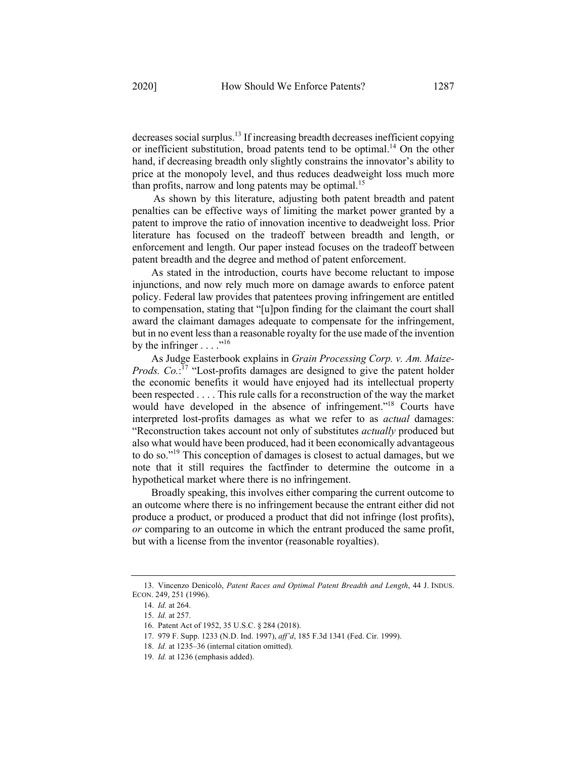decreases social surplus.[13] If increasing breadth decreases inefficient copying or inefficient substitution, broad patents tend to be optimal.[14] On the other hand, if decreasing breadth only slightly constrains the innovator's ability to price at the monopoly level, and thus reduces deadweight loss much more than profits, narrow and long patents may be optimal.[15]

As shown by this literature, adjusting both patent breadth and patent penalties can be effective ways of limiting the market power granted by a patent to improve the ratio of innovation incentive to deadweight loss. Prior literature has focused on the tradeoff between breadth and length, or enforcement and length. Our paper instead focuses on the tradeoff between patent breadth and the degree and method of patent enforcement.

As stated in the introduction, courts have become reluctant to impose injunctions, and now rely much more on damage awards to enforce patent policy. Federal law provides that patentees proving infringement are entitled to compensation, stating that "[u]pon finding for the claimant the court shall award the claimant damages adequate to compensate for the infringement, but in no event less than a reasonable royalty for the use made of the invention by the infringer . . . ."[16]

As Judge Easterbook explains in *Grain Processing Corp. v. Am. Maize-Prods. Co.*:[17] "Lost-profits damages are designed to give the patent holder the economic benefits it would have enjoyed had its intellectual property been respected . . . . This rule calls for a reconstruction of the way the market would have developed in the absence of infringement."[18] Courts have interpreted lost-profits damages as what we refer to as *actual* damages: "Reconstruction takes account not only of substitutes *actually* produced but also what would have been produced, had it been economically advantageous to do so."[19] This conception of damages is closest to actual damages, but we note that it still requires the factfinder to determine the outcome in a hypothetical market where there is no infringement.

Broadly speaking, this involves either comparing the current outcome to an outcome where there is no infringement because the entrant either did not produce a product, or produced a product that did not infringe (lost profits), *or* comparing to an outcome in which the entrant produced the same profit, but with a license from the inventor (reasonable royalties).

---

13. Vincenzo Denicolò, *Patent Races and Optimal Patent Breadth and Length*, 44 J. INDUS. ECON. 249, 251 (1996).

14. *Id.* at 264.

15. *Id.* at 257.

16. Patent Act of 1952, 35 U.S.C. § 284 (2018).

17. 979 F. Supp. 1233 (N.D. Ind. 1997), *aff'd*, 185 F.3d 1341 (Fed. Cir. 1999).

18. *Id.* at 1235–36 (internal citation omitted).

19. *Id.* at 1236 (emphasis added).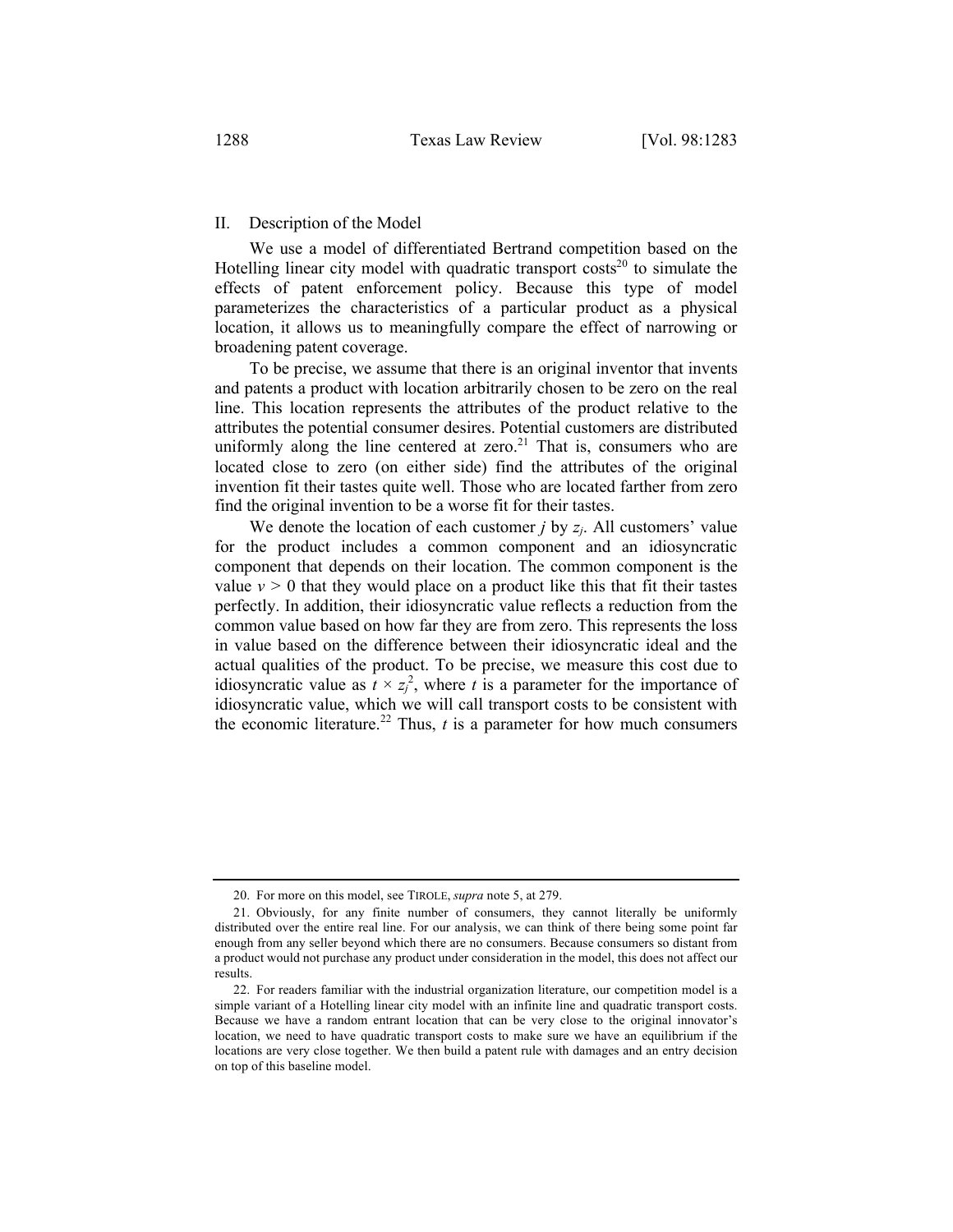## II. Description of the Model

We use a model of differentiated Bertrand competition based on the Hotelling linear city model with quadratic transport costs[20] to simulate the effects of patent enforcement policy. Because this type of model parameterizes the characteristics of a particular product as a physical location, it allows us to meaningfully compare the effect of narrowing or broadening patent coverage.

To be precise, we assume that there is an original inventor that invents and patents a product with location arbitrarily chosen to be zero on the real line. This location represents the attributes of the product relative to the attributes the potential consumer desires. Potential customers are distributed uniformly along the line centered at zero.[21] That is, consumers who are located close to zero (on either side) find the attributes of the original invention fit their tastes quite well. Those who are located farther from zero find the original invention to be a worse fit for their tastes.

We denote the location of each customer $j$ by $z_j$. All customers' value for the product includes a common component and an idiosyncratic component that depends on their location. The common component is the value $v > 0$ that they would place on a product like this that fit their tastes perfectly. In addition, their idiosyncratic value reflects a reduction from the common value based on how far they are from zero. This represents the loss in value based on the difference between their idiosyncratic ideal and the actual qualities of the product. To be precise, we measure this cost due to idiosyncratic value as $t \times z_j^2$, where $t$ is a parameter for the importance of idiosyncratic value, which we will call transport costs to be consistent with the economic literature.[22] Thus, $t$ is a parameter for how much consumers

---

20. For more on this model, see TIROLE, *supra* note 5, at 279.

21. Obviously, for any finite number of consumers, they cannot literally be uniformly distributed over the entire real line. For our analysis, we can think of there being some point far enough from any seller beyond which there are no consumers. Because consumers so distant from a product would not purchase any product under consideration in the model, this does not affect our results.

22. For readers familiar with the industrial organization literature, our competition model is a simple variant of a Hotelling linear city model with an infinite line and quadratic transport costs. Because we have a random entrant location that can be very close to the original innovator's location, we need to have quadratic transport costs to make sure we have an equilibrium if the locations are very close together. We then build a patent rule with damages and an entry decision on top of this baseline model.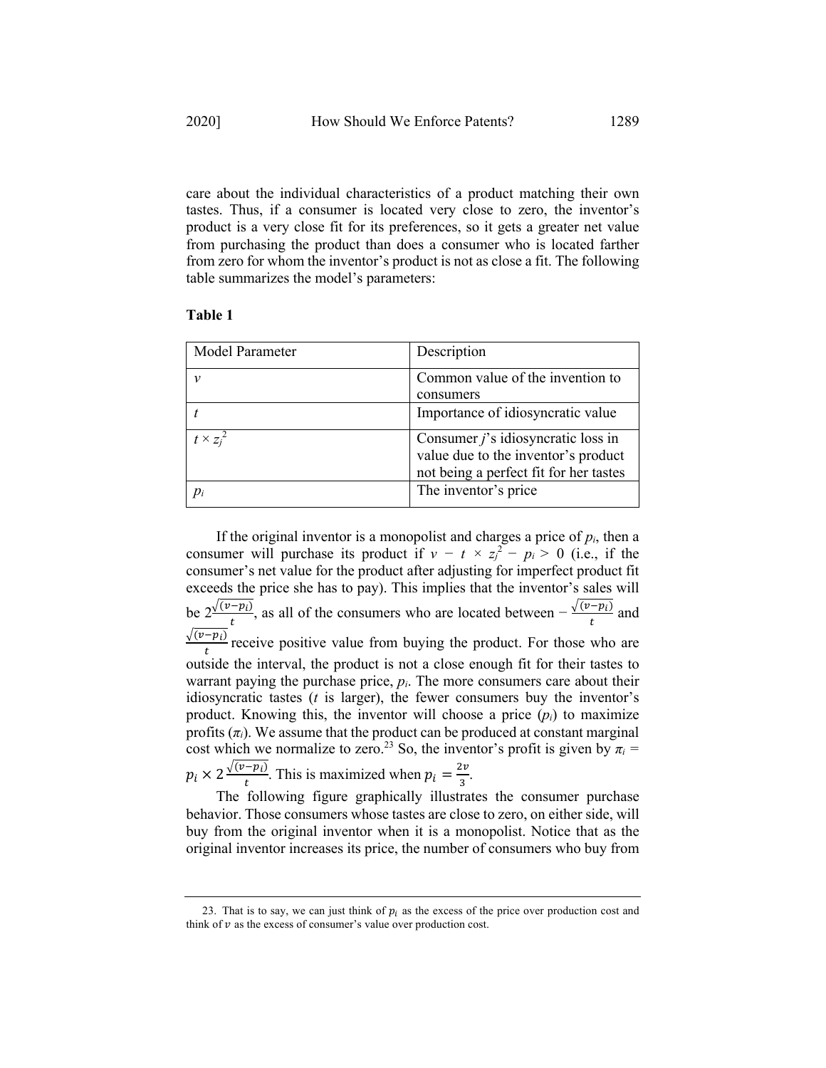care about the individual characteristics of a product matching their own tastes. Thus, if a consumer is located very close to zero, the inventor's product is a very close fit for its preferences, so it gets a greater net value from purchasing the product than does a consumer who is located farther from zero for whom the inventor's product is not as close a fit. The following table summarizes the model's parameters:

**Table 1**

| Model Parameter | Description |
| --- | --- |
| $v$ | Common value of the invention to consumers |
| $t$ | Importance of idiosyncratic value |
| $t \times z_j^2$ | Consumer $j$'s idiosyncratic loss in value due to the inventor's product not being a perfect fit for her tastes |
| $p_i$ | The inventor's price |

If the original inventor is a monopolist and charges a price of $p_i$, then a consumer will purchase its product if $v - t \times z_j^2 - p_i > 0$ (i.e., if the consumer's net value for the product after adjusting for imperfect product fit exceeds the price she has to pay). This implies that the inventor's sales will be $2\frac{\sqrt{(v-p_i)}}{t}$, as all of the consumers who are located between $-\frac{\sqrt{(v-p_i)}}{t}$ and $\frac{\sqrt{(v-p_i)}}{t}$ receive positive value from buying the product. For those who are outside the interval, the product is not a close enough fit for their tastes to warrant paying the purchase price, $p_i$. The more consumers care about their idiosyncratic tastes ($t$ is larger), the fewer consumers buy the inventor's product. Knowing this, the inventor will choose a price ($p_i$) to maximize profits ($\pi_i$). We assume that the product can be produced at constant marginal cost which we normalize to zero.[23] So, the inventor's profit is given by $\pi_i = p_i \times 2\frac{\sqrt{(v-p_i)}}{t}$. This is maximized when $p_i = \frac{2v}{3}$.

The following figure graphically illustrates the consumer purchase behavior. Those consumers whose tastes are close to zero, on either side, will buy from the original inventor when it is a monopolist. Notice that as the original inventor increases its price, the number of consumers who buy from

23. That is to say, we can just think of $p_i$ as the excess of the price over production cost and think of $v$ as the excess of consumer's value over production cost.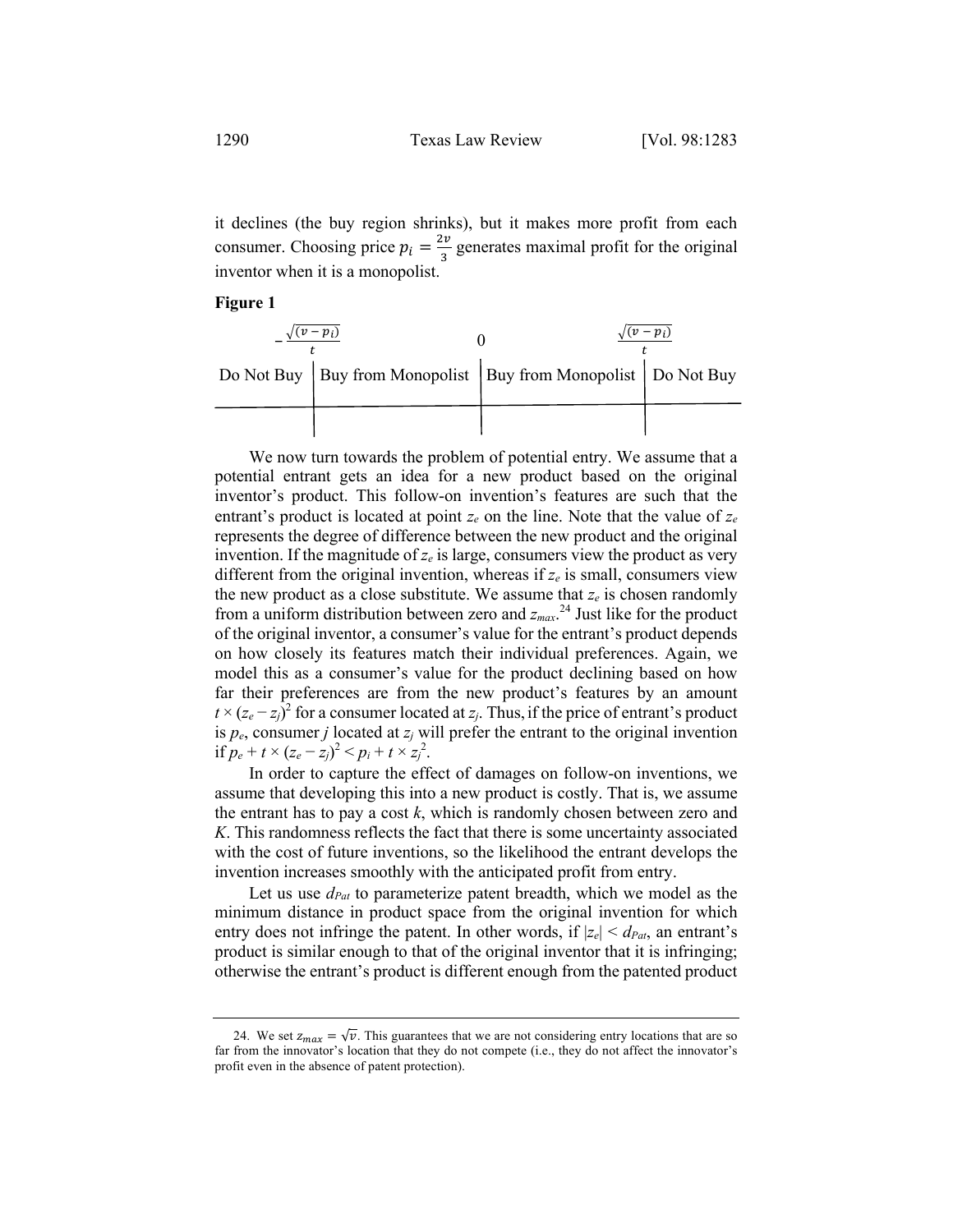it declines (the buy region shrinks), but it makes more profit from each consumer. Choosing price $p_i = \frac{2v}{3}$ generates maximal profit for the original inventor when it is a monopolist.

**Figure 1**

$-\frac{\sqrt{(v-p_i)}}{t}$

0

$\frac{\sqrt{(v-p_i)}}{t}$

Do Not Buy

Buy from Monopolist

Buy from Monopolist

Do Not Buy

We now turn towards the problem of potential entry. We assume that a potential entrant gets an idea for a new product based on the original inventor's product. This follow-on invention's features are such that the entrant's product is located at point $z_e$ on the line. Note that the value of $z_e$ represents the degree of difference between the new product and the original invention. If the magnitude of $z_e$ is large, consumers view the product as very different from the original invention, whereas if $z_e$ is small, consumers view the new product as a close substitute. We assume that $z_e$ is chosen randomly from a uniform distribution between zero and $z_{max}$.[24] Just like for the product of the original inventor, a consumer's value for the entrant's product depends on how closely its features match their individual preferences. Again, we model this as a consumer's value for the product declining based on how far their preferences are from the new product's features by an amount $t \times (z_e - z_j)^2$ for a consumer located at $z_j$. Thus, if the price of entrant's product is $p_e$, consumer $j$ located at $z_j$ will prefer the entrant to the original invention if $p_e + t \times (z_e - z_j)^2 < p_i + t \times z_j^2$.

In order to capture the effect of damages on follow-on inventions, we assume that developing this into a new product is costly. That is, we assume the entrant has to pay a cost $k$, which is randomly chosen between zero and $K$. This randomness reflects the fact that there is some uncertainty associated with the cost of future inventions, so the likelihood the entrant develops the invention increases smoothly with the anticipated profit from entry.

Let us use $d_{Pat}$ to parameterize patent breadth, which we model as the minimum distance in product space from the original invention for which entry does not infringe the patent. In other words, if $|z_e| < d_{Pat}$, an entrant's product is similar enough to that of the original inventor that it is infringing; otherwise the entrant's product is different enough from the patented product

24. We set $z_{max} = \sqrt{v}$. This guarantees that we are not considering entry locations that are so far from the innovator's location that they do not compete (i.e., they do not affect the innovator's profit even in the absence of patent protection).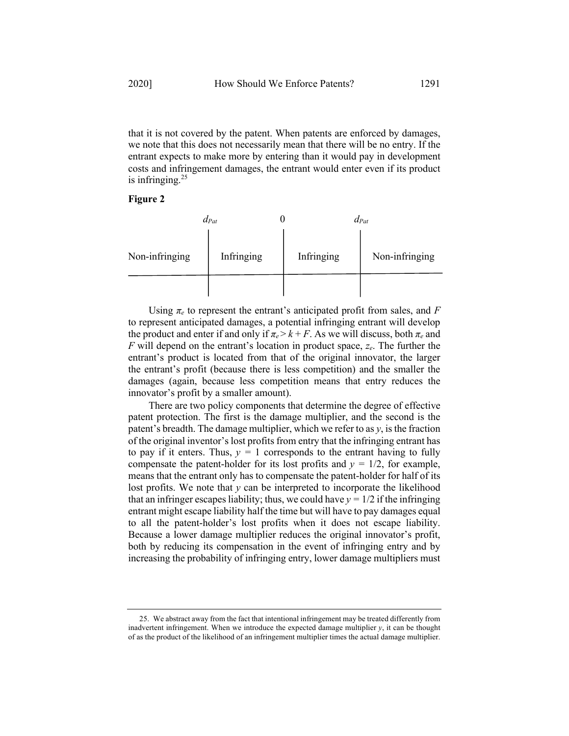that it is not covered by the patent. When patents are enforced by damages, we note that this does not necessarily mean that there will be no entry. If the entrant expects to make more by entering than it would pay in development costs and infringement damages, the entrant would enter even if its product is infringing.[25]

**Figure 2**

$d_{Pat}$ 0 $d_{Pat}$

Non-infringing Infringing Infringing Non-infringing

Using $\pi_e$ to represent the entrant's anticipated profit from sales, and $F$ to represent anticipated damages, a potential infringing entrant will develop the product and enter if and only if $\pi_e > k + F$. As we will discuss, both $\pi_e$ and $F$ will depend on the entrant's location in product space, $z_e$. The further the entrant's product is located from that of the original innovator, the larger the entrant's profit (because there is less competition) and the smaller the damages (again, because less competition means that entry reduces the innovator's profit by a smaller amount).

There are two policy components that determine the degree of effective patent protection. The first is the damage multiplier, and the second is the patent's breadth. The damage multiplier, which we refer to as $y$, is the fraction of the original inventor's lost profits from entry that the infringing entrant has to pay if it enters. Thus, $y = 1$ corresponds to the entrant having to fully compensate the patent-holder for its lost profits and $y = 1/2$, for example, means that the entrant only has to compensate the patent-holder for half of its lost profits. We note that $y$ can be interpreted to incorporate the likelihood that an infringer escapes liability; thus, we could have $y = 1/2$ if the infringing entrant might escape liability half the time but will have to pay damages equal to all the patent-holder's lost profits when it does not escape liability. Because a lower damage multiplier reduces the original innovator's profit, both by reducing its compensation in the event of infringing entry and by increasing the probability of infringing entry, lower damage multipliers must

25. We abstract away from the fact that intentional infringement may be treated differently from inadvertent infringement. When we introduce the expected damage multiplier $y$, it can be thought of as the product of the likelihood of an infringement multiplier times the actual damage multiplier.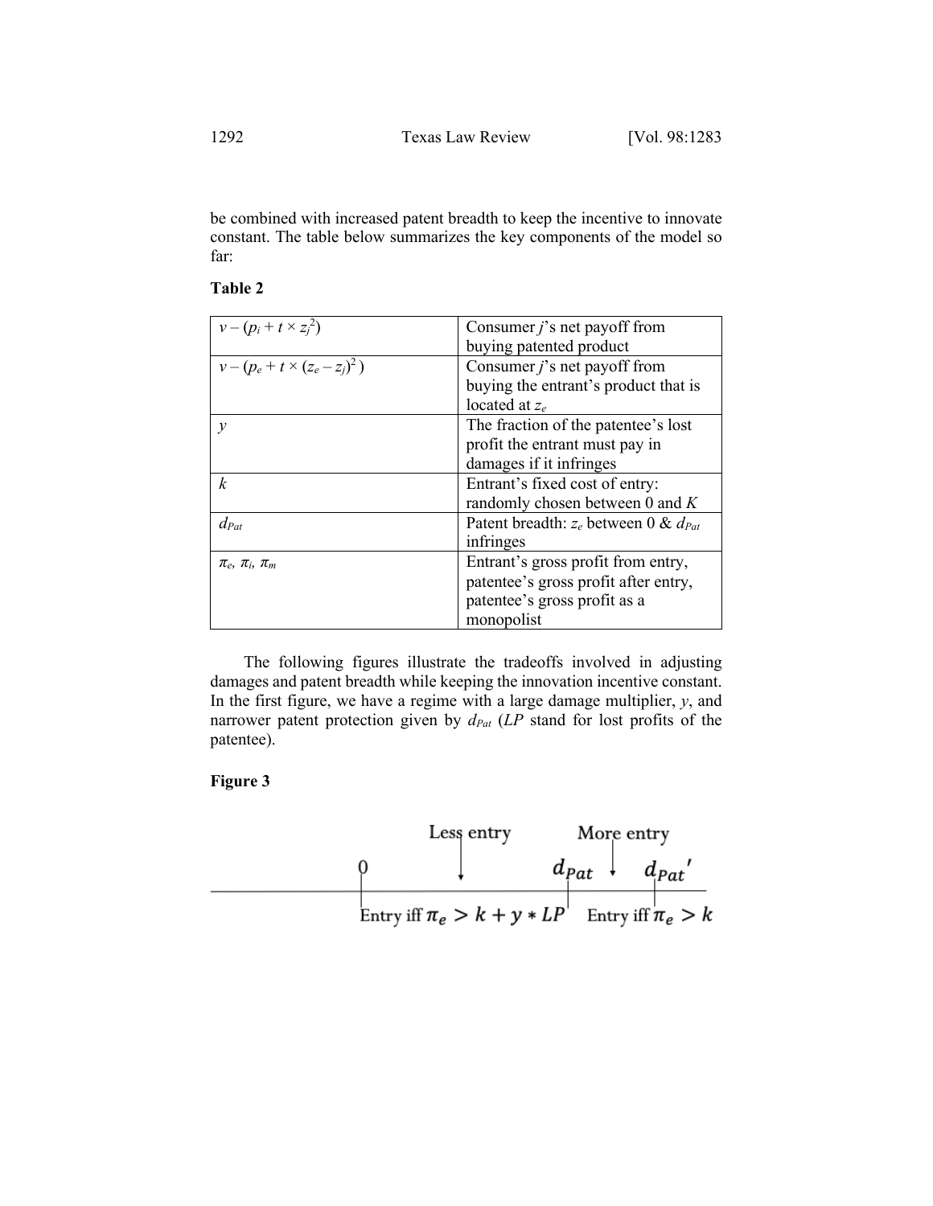be combined with increased patent breadth to keep the incentive to innovate constant. The table below summarizes the key components of the model so far:

**Table 2**

| | |
|---|---|
| $v - (p_i + t \times z_j^2)$ | Consumer $j$'s net payoff from buying patented product |
| $v - (p_e + t \times (z_e - z_j)^2)$ | Consumer $j$'s net payoff from buying the entrant's product that is located at $z_e$ |
| $y$ | The fraction of the patentee's lost profit the entrant must pay in damages if it infringes |
| $k$ | Entrant's fixed cost of entry: randomly chosen between 0 and $K$ |
| $d_{Pat}$ | Patent breadth: $z_e$ between 0 & $d_{Pat}$ infringes |
| $\pi_e$, $\pi_i$, $\pi_m$ | Entrant's gross profit from entry, patentee's gross profit after entry, patentee's gross profit as a monopolist |

The following figures illustrate the tradeoffs involved in adjusting damages and patent breadth while keeping the innovation incentive constant. In the first figure, we have a regime with a large damage multiplier, $y$, and narrower patent protection given by $d_{Pat}$ ($LP$ stand for lost profits of the patentee).

**Figure 3**

Less entry

More entry

0

$d_{Pat}$

$d_{Pat}'$

Entry iff $\pi_e > k + y * LP$

Entry iff $\pi_e > k$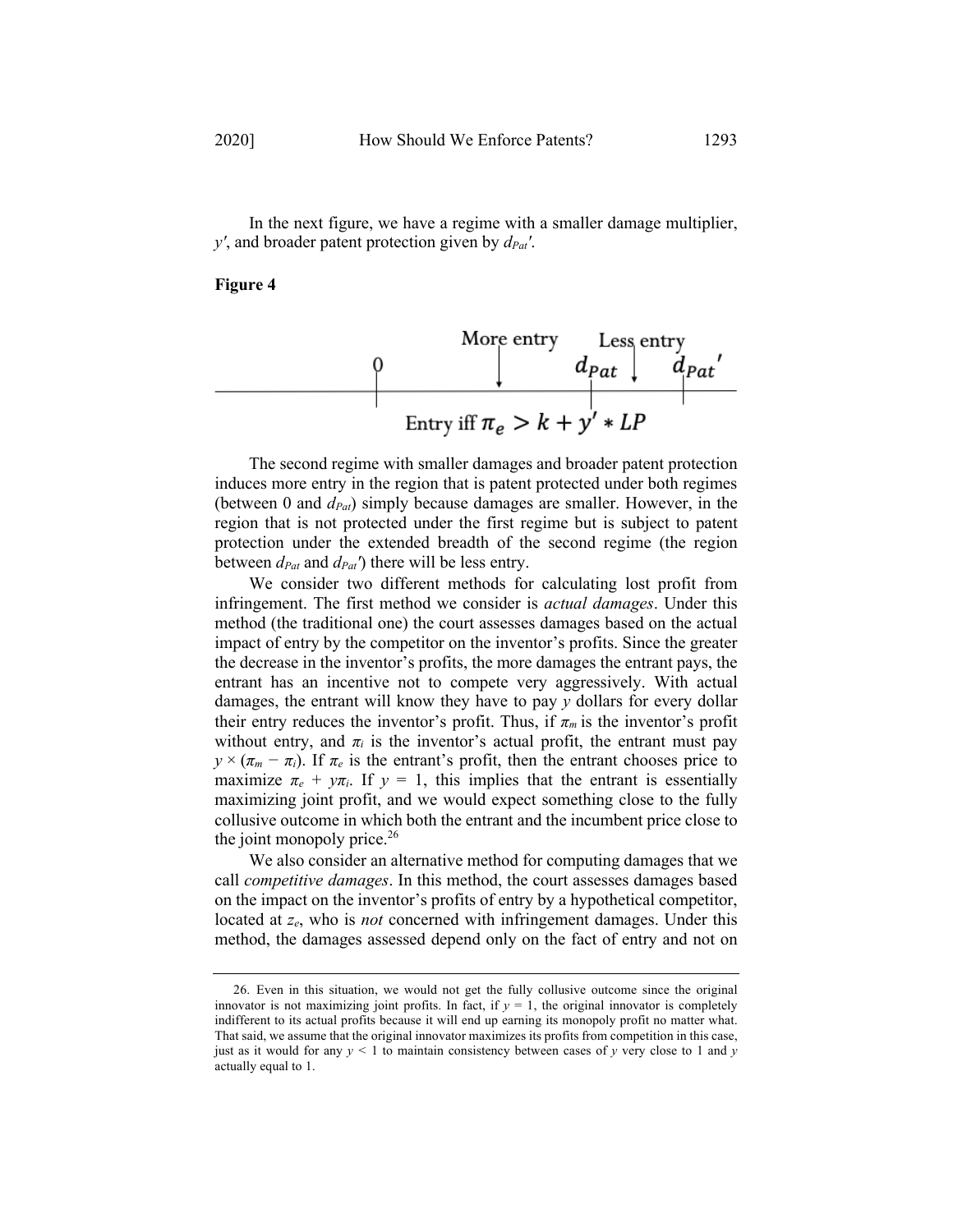In the next figure, we have a regime with a smaller damage multiplier, $y'$, and broader patent protection given by $d_{Pat}'$.

**Figure 4**

More entry

Less entry

0

$d_{Pat}$

$d_{Pat}'$

Entry iff $\pi_e > k + y' * LP$

The second regime with smaller damages and broader patent protection induces more entry in the region that is patent protected under both regimes (between 0 and $d_{Pat}$) simply because damages are smaller. However, in the region that is not protected under the first regime but is subject to patent protection under the extended breadth of the second regime (the region between $d_{Pat}$ and $d_{Pat}'$) there will be less entry.

We consider two different methods for calculating lost profit from infringement. The first method we consider is *actual damages*. Under this method (the traditional one) the court assesses damages based on the actual impact of entry by the competitor on the inventor's profits. Since the greater the decrease in the inventor's profits, the more damages the entrant pays, the entrant has an incentive not to compete very aggressively. With actual damages, the entrant will know they have to pay $y$ dollars for every dollar their entry reduces the inventor's profit. Thus, if $\pi_m$ is the inventor's profit without entry, and $\pi_i$ is the inventor's actual profit, the entrant must pay $y \times (\pi_m - \pi_i)$. If $\pi_e$ is the entrant's profit, then the entrant chooses price to maximize $\pi_e + y\pi_i$. If $y = 1$, this implies that the entrant is essentially maximizing joint profit, and we would expect something close to the fully collusive outcome in which both the entrant and the incumbent price close to the joint monopoly price.[26]

We also consider an alternative method for computing damages that we call *competitive damages*. In this method, the court assesses damages based on the impact on the inventor's profits of entry by a hypothetical competitor, located at $z_e$, who is *not* concerned with infringement damages. Under this method, the damages assessed depend only on the fact of entry and not on

26. Even in this situation, we would not get the fully collusive outcome since the original innovator is not maximizing joint profits. In fact, if $y = 1$, the original innovator is completely indifferent to its actual profits because it will end up earning its monopoly profit no matter what. That said, we assume that the original innovator maximizes its profits from competition in this case, just as it would for any $y < 1$ to maintain consistency between cases of $y$ very close to 1 and $y$ actually equal to 1.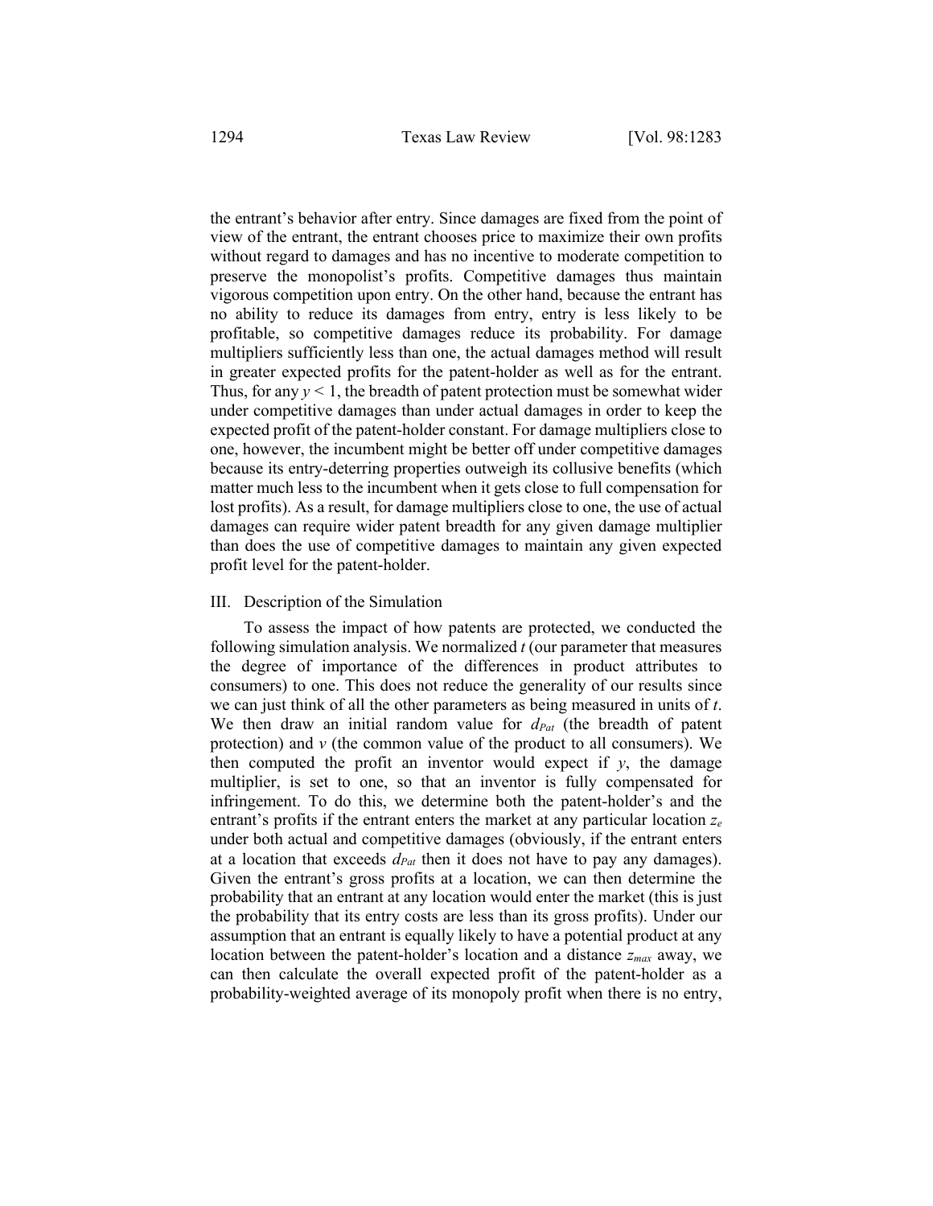the entrant's behavior after entry. Since damages are fixed from the point of view of the entrant, the entrant chooses price to maximize their own profits without regard to damages and has no incentive to moderate competition to preserve the monopolist's profits. Competitive damages thus maintain vigorous competition upon entry. On the other hand, because the entrant has no ability to reduce its damages from entry, entry is less likely to be profitable, so competitive damages reduce its probability. For damage multipliers sufficiently less than one, the actual damages method will result in greater expected profits for the patent-holder as well as for the entrant. Thus, for any $y < 1$, the breadth of patent protection must be somewhat wider under competitive damages than under actual damages in order to keep the expected profit of the patent-holder constant. For damage multipliers close to one, however, the incumbent might be better off under competitive damages because its entry-deterring properties outweigh its collusive benefits (which matter much less to the incumbent when it gets close to full compensation for lost profits). As a result, for damage multipliers close to one, the use of actual damages can require wider patent breadth for any given damage multiplier than does the use of competitive damages to maintain any given expected profit level for the patent-holder.

## III. Description of the Simulation

To assess the impact of how patents are protected, we conducted the following simulation analysis. We normalized $t$ (our parameter that measures the degree of importance of the differences in product attributes to consumers) to one. This does not reduce the generality of our results since we can just think of all the other parameters as being measured in units of $t$. We then draw an initial random value for $d_{Pat}$ (the breadth of patent protection) and $v$ (the common value of the product to all consumers). We then computed the profit an inventor would expect if $y$, the damage multiplier, is set to one, so that an inventor is fully compensated for infringement. To do this, we determine both the patent-holder's and the entrant's profits if the entrant enters the market at any particular location $z_e$ under both actual and competitive damages (obviously, if the entrant enters at a location that exceeds $d_{Pat}$ then it does not have to pay any damages). Given the entrant's gross profits at a location, we can then determine the probability that an entrant at any location would enter the market (this is just the probability that its entry costs are less than its gross profits). Under our assumption that an entrant is equally likely to have a potential product at any location between the patent-holder's location and a distance $z_{max}$ away, we can then calculate the overall expected profit of the patent-holder as a probability-weighted average of its monopoly profit when there is no entry,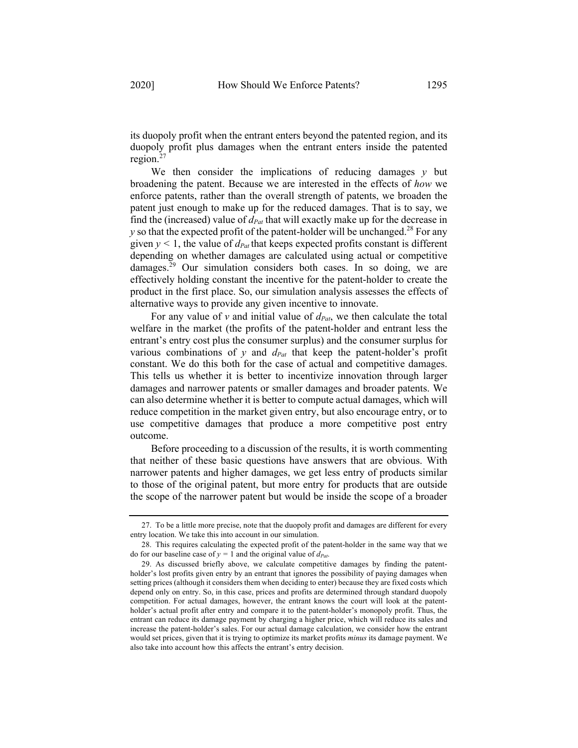its duopoly profit when the entrant enters beyond the patented region, and its duopoly profit plus damages when the entrant enters inside the patented region.[27]

We then consider the implications of reducing damages $y$ but broadening the patent. Because we are interested in the effects of *how* we enforce patents, rather than the overall strength of patents, we broaden the patent just enough to make up for the reduced damages. That is to say, we find the (increased) value of $d_{Pat}$ that will exactly make up for the decrease in $y$ so that the expected profit of the patent-holder will be unchanged.[28] For any given $y < 1$, the value of $d_{Pat}$ that keeps expected profits constant is different depending on whether damages are calculated using actual or competitive damages.[29] Our simulation considers both cases. In so doing, we are effectively holding constant the incentive for the patent-holder to create the product in the first place. So, our simulation analysis assesses the effects of alternative ways to provide any given incentive to innovate.

For any value of $v$ and initial value of $d_{Pat}$, we then calculate the total welfare in the market (the profits of the patent-holder and entrant less the entrant's entry cost plus the consumer surplus) and the consumer surplus for various combinations of $y$ and $d_{Pat}$ that keep the patent-holder's profit constant. We do this both for the case of actual and competitive damages. This tells us whether it is better to incentivize innovation through larger damages and narrower patents or smaller damages and broader patents. We can also determine whether it is better to compute actual damages, which will reduce competition in the market given entry, but also encourage entry, or to use competitive damages that produce a more competitive post entry outcome.

Before proceeding to a discussion of the results, it is worth commenting that neither of these basic questions have answers that are obvious. With narrower patents and higher damages, we get less entry of products similar to those of the original patent, but more entry for products that are outside the scope of the narrower patent but would be inside the scope of a broader

---

27. To be a little more precise, note that the duopoly profit and damages are different for every entry location. We take this into account in our simulation.

28. This requires calculating the expected profit of the patent-holder in the same way that we do for our baseline case of $y = 1$ and the original value of $d_{Pat}$.

29. As discussed briefly above, we calculate competitive damages by finding the patent-holder's lost profits given entry by an entrant that ignores the possibility of paying damages when setting prices (although it considers them when deciding to enter) because they are fixed costs which depend only on entry. So, in this case, prices and profits are determined through standard duopoly competition. For actual damages, however, the entrant knows the court will look at the patent-holder's actual profit after entry and compare it to the patent-holder's monopoly profit. Thus, the entrant can reduce its damage payment by charging a higher price, which will reduce its sales and increase the patent-holder's sales. For our actual damage calculation, we consider how the entrant would set prices, given that it is trying to optimize its market profits *minus* its damage payment. We also take into account how this affects the entrant's entry decision.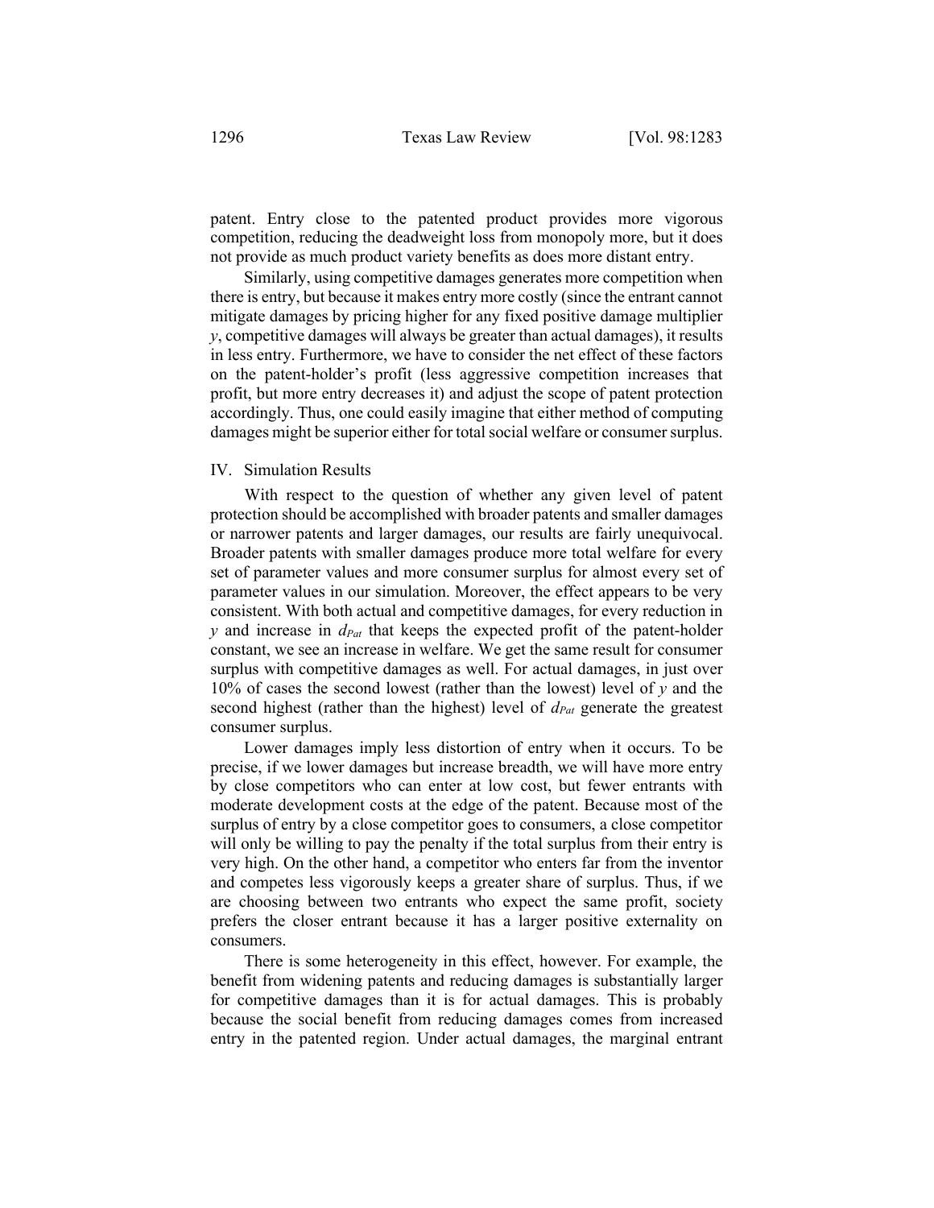patent. Entry close to the patented product provides more vigorous competition, reducing the deadweight loss from monopoly more, but it does not provide as much product variety benefits as does more distant entry.

Similarly, using competitive damages generates more competition when there is entry, but because it makes entry more costly (since the entrant cannot mitigate damages by pricing higher for any fixed positive damage multiplier $y$, competitive damages will always be greater than actual damages), it results in less entry. Furthermore, we have to consider the net effect of these factors on the patent-holder's profit (less aggressive competition increases that profit, but more entry decreases it) and adjust the scope of patent protection accordingly. Thus, one could easily imagine that either method of computing damages might be superior either for total social welfare or consumer surplus.

## IV. Simulation Results

With respect to the question of whether any given level of patent protection should be accomplished with broader patents and smaller damages or narrower patents and larger damages, our results are fairly unequivocal. Broader patents with smaller damages produce more total welfare for every set of parameter values and more consumer surplus for almost every set of parameter values in our simulation. Moreover, the effect appears to be very consistent. With both actual and competitive damages, for every reduction in $y$ and increase in $d_{Pat}$ that keeps the expected profit of the patent-holder constant, we see an increase in welfare. We get the same result for consumer surplus with competitive damages as well. For actual damages, in just over 10% of cases the second lowest (rather than the lowest) level of $y$ and the second highest (rather than the highest) level of $d_{Pat}$ generate the greatest consumer surplus.

Lower damages imply less distortion of entry when it occurs. To be precise, if we lower damages but increase breadth, we will have more entry by close competitors who can enter at low cost, but fewer entrants with moderate development costs at the edge of the patent. Because most of the surplus of entry by a close competitor goes to consumers, a close competitor will only be willing to pay the penalty if the total surplus from their entry is very high. On the other hand, a competitor who enters far from the inventor and competes less vigorously keeps a greater share of surplus. Thus, if we are choosing between two entrants who expect the same profit, society prefers the closer entrant because it has a larger positive externality on consumers.

There is some heterogeneity in this effect, however. For example, the benefit from widening patents and reducing damages is substantially larger for competitive damages than it is for actual damages. This is probably because the social benefit from reducing damages comes from increased entry in the patented region. Under actual damages, the marginal entrant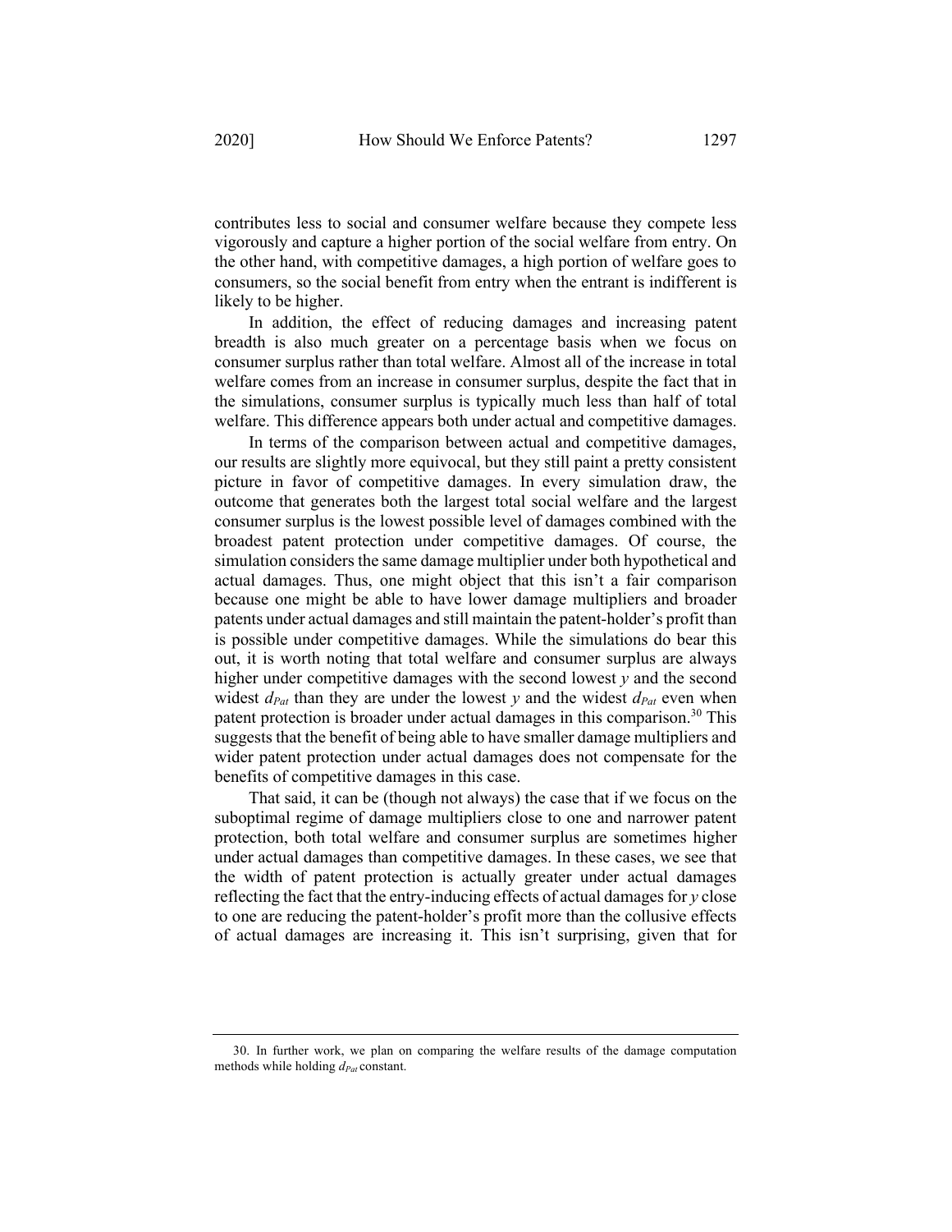contributes less to social and consumer welfare because they compete less vigorously and capture a higher portion of the social welfare from entry. On the other hand, with competitive damages, a high portion of welfare goes to consumers, so the social benefit from entry when the entrant is indifferent is likely to be higher.

In addition, the effect of reducing damages and increasing patent breadth is also much greater on a percentage basis when we focus on consumer surplus rather than total welfare. Almost all of the increase in total welfare comes from an increase in consumer surplus, despite the fact that in the simulations, consumer surplus is typically much less than half of total welfare. This difference appears both under actual and competitive damages.

In terms of the comparison between actual and competitive damages, our results are slightly more equivocal, but they still paint a pretty consistent picture in favor of competitive damages. In every simulation draw, the outcome that generates both the largest total social welfare and the largest consumer surplus is the lowest possible level of damages combined with the broadest patent protection under competitive damages. Of course, the simulation considers the same damage multiplier under both hypothetical and actual damages. Thus, one might object that this isn't a fair comparison because one might be able to have lower damage multipliers and broader patents under actual damages and still maintain the patent-holder's profit than is possible under competitive damages. While the simulations do bear this out, it is worth noting that total welfare and consumer surplus are always higher under competitive damages with the second lowest $y$ and the second widest $d_{Pat}$ than they are under the lowest $y$ and the widest $d_{Pat}$ even when patent protection is broader under actual damages in this comparison.[30] This suggests that the benefit of being able to have smaller damage multipliers and wider patent protection under actual damages does not compensate for the benefits of competitive damages in this case.

That said, it can be (though not always) the case that if we focus on the suboptimal regime of damage multipliers close to one and narrower patent protection, both total welfare and consumer surplus are sometimes higher under actual damages than competitive damages. In these cases, we see that the width of patent protection is actually greater under actual damages reflecting the fact that the entry-inducing effects of actual damages for $y$ close to one are reducing the patent-holder's profit more than the collusive effects of actual damages are increasing it. This isn't surprising, given that for

30. In further work, we plan on comparing the welfare results of the damage computation methods while holding $d_{Pat}$ constant.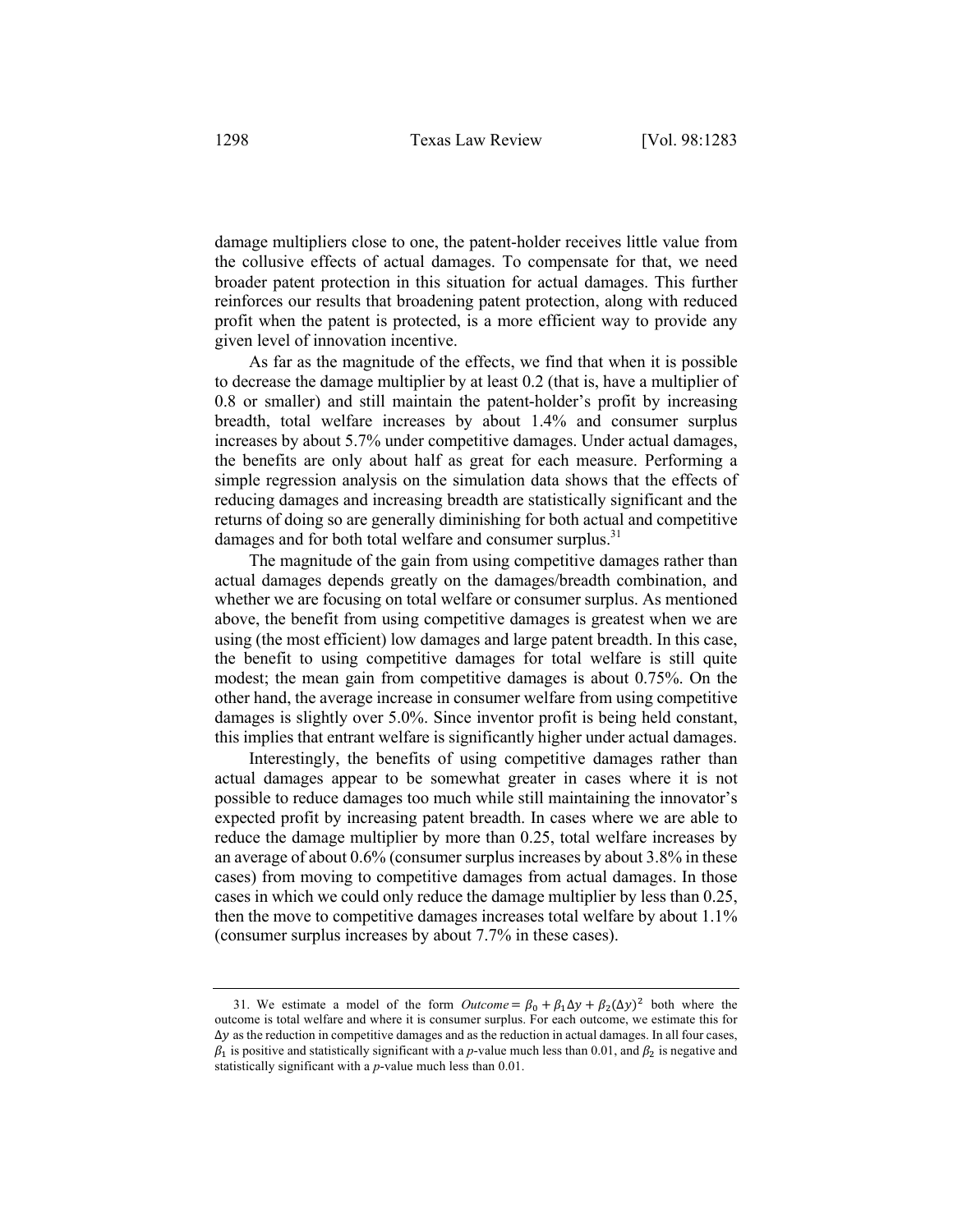damage multipliers close to one, the patent-holder receives little value from the collusive effects of actual damages. To compensate for that, we need broader patent protection in this situation for actual damages. This further reinforces our results that broadening patent protection, along with reduced profit when the patent is protected, is a more efficient way to provide any given level of innovation incentive.

As far as the magnitude of the effects, we find that when it is possible to decrease the damage multiplier by at least 0.2 (that is, have a multiplier of 0.8 or smaller) and still maintain the patent-holder's profit by increasing breadth, total welfare increases by about 1.4% and consumer surplus increases by about 5.7% under competitive damages. Under actual damages, the benefits are only about half as great for each measure. Performing a simple regression analysis on the simulation data shows that the effects of reducing damages and increasing breadth are statistically significant and the returns of doing so are generally diminishing for both actual and competitive damages and for both total welfare and consumer surplus.[31]

The magnitude of the gain from using competitive damages rather than actual damages depends greatly on the damages/breadth combination, and whether we are focusing on total welfare or consumer surplus. As mentioned above, the benefit from using competitive damages is greatest when we are using (the most efficient) low damages and large patent breadth. In this case, the benefit to using competitive damages for total welfare is still quite modest; the mean gain from competitive damages is about 0.75%. On the other hand, the average increase in consumer welfare from using competitive damages is slightly over 5.0%. Since inventor profit is being held constant, this implies that entrant welfare is significantly higher under actual damages.

Interestingly, the benefits of using competitive damages rather than actual damages appear to be somewhat greater in cases where it is not possible to reduce damages too much while still maintaining the innovator's expected profit by increasing patent breadth. In cases where we are able to reduce the damage multiplier by more than 0.25, total welfare increases by an average of about 0.6% (consumer surplus increases by about 3.8% in these cases) from moving to competitive damages from actual damages. In those cases in which we could only reduce the damage multiplier by less than 0.25, then the move to competitive damages increases total welfare by about 1.1% (consumer surplus increases by about 7.7% in these cases).

---

31. We estimate a model of the form $Outcome = \beta_0 + \beta_1 \Delta y + \beta_2 (\Delta y)^2$ both where the outcome is total welfare and where it is consumer surplus. For each outcome, we estimate this for $\Delta y$ as the reduction in competitive damages and as the reduction in actual damages. In all four cases, $\beta_1$ is positive and statistically significant with a *p*-value much less than 0.01, and $\beta_2$ is negative and statistically significant with a *p*-value much less than 0.01.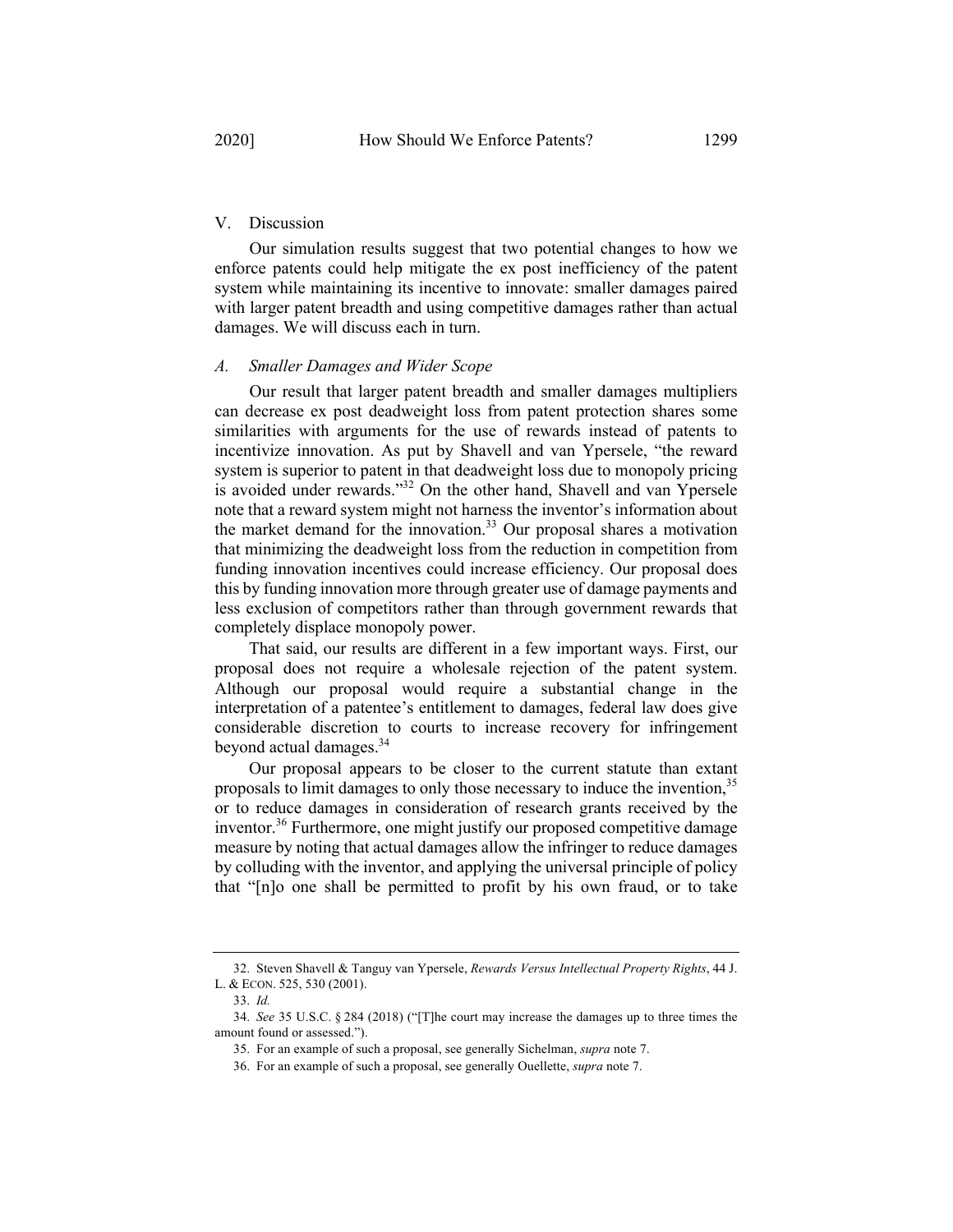## V. Discussion

Our simulation results suggest that two potential changes to how we enforce patents could help mitigate the ex post inefficiency of the patent system while maintaining its incentive to innovate: smaller damages paired with larger patent breadth and using competitive damages rather than actual damages. We will discuss each in turn.

### *A. Smaller Damages and Wider Scope*

Our result that larger patent breadth and smaller damages multipliers can decrease ex post deadweight loss from patent protection shares some similarities with arguments for the use of rewards instead of patents to incentivize innovation. As put by Shavell and van Ypersele, "the reward system is superior to patent in that deadweight loss due to monopoly pricing is avoided under rewards."[32] On the other hand, Shavell and van Ypersele note that a reward system might not harness the inventor's information about the market demand for the innovation.[33] Our proposal shares a motivation that minimizing the deadweight loss from the reduction in competition from funding innovation incentives could increase efficiency. Our proposal does this by funding innovation more through greater use of damage payments and less exclusion of competitors rather than through government rewards that completely displace monopoly power.

That said, our results are different in a few important ways. First, our proposal does not require a wholesale rejection of the patent system. Although our proposal would require a substantial change in the interpretation of a patentee's entitlement to damages, federal law does give considerable discretion to courts to increase recovery for infringement beyond actual damages.[34]

Our proposal appears to be closer to the current statute than extant proposals to limit damages to only those necessary to induce the invention,[35] or to reduce damages in consideration of research grants received by the inventor.[36] Furthermore, one might justify our proposed competitive damage measure by noting that actual damages allow the infringer to reduce damages by colluding with the inventor, and applying the universal principle of policy that "[n]o one shall be permitted to profit by his own fraud, or to take

---

32. Steven Shavell & Tanguy van Ypersele, *Rewards Versus Intellectual Property Rights*, 44 J. L. & ECON. 525, 530 (2001).

33. *Id.*

34. *See* 35 U.S.C. § 284 (2018) ("[T]he court may increase the damages up to three times the amount found or assessed.").

35. For an example of such a proposal, see generally Sichelman, *supra* note 7.

36. For an example of such a proposal, see generally Ouellette, *supra* note 7.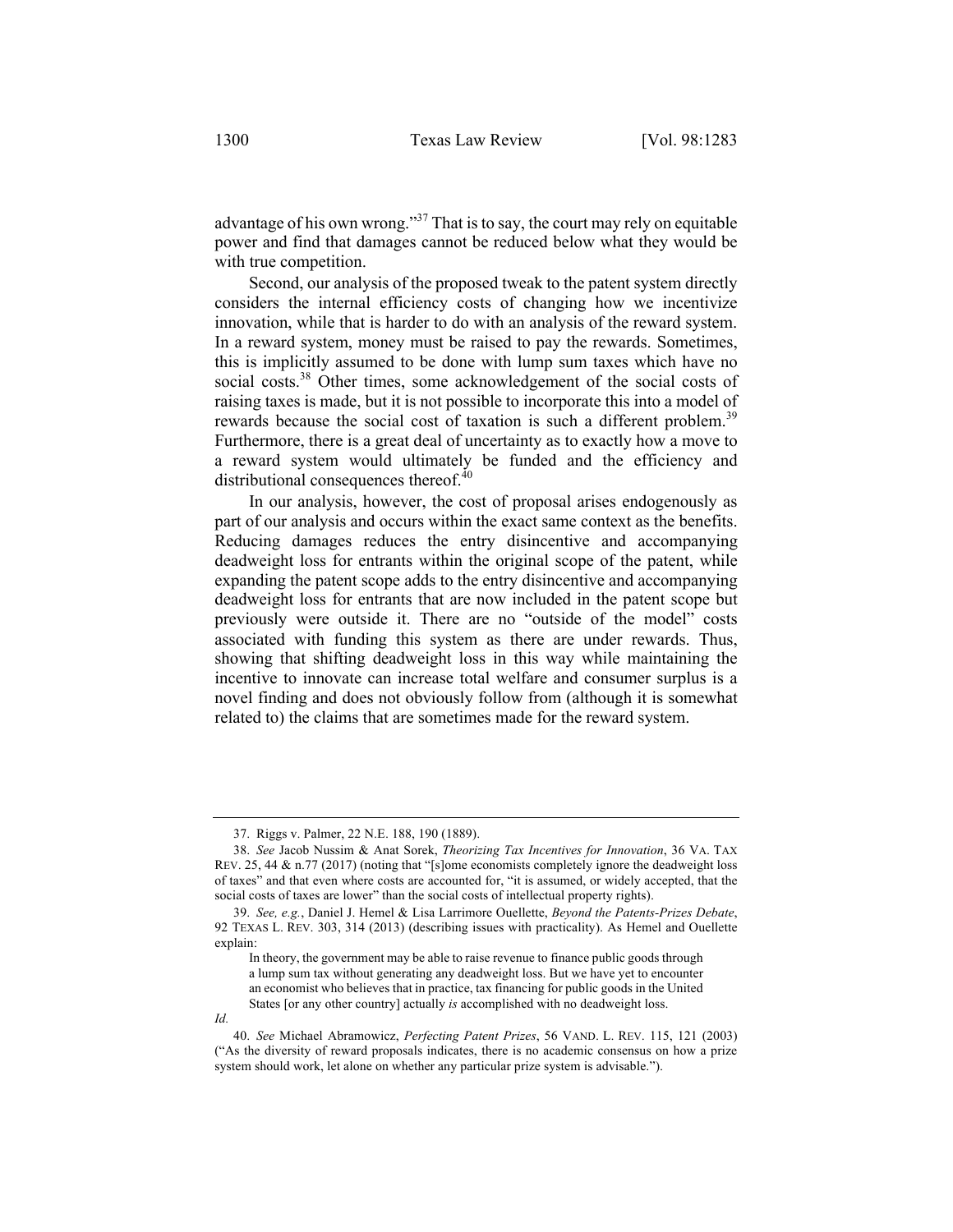advantage of his own wrong."[37] That is to say, the court may rely on equitable power and find that damages cannot be reduced below what they would be with true competition.

Second, our analysis of the proposed tweak to the patent system directly considers the internal efficiency costs of changing how we incentivize innovation, while that is harder to do with an analysis of the reward system. In a reward system, money must be raised to pay the rewards. Sometimes, this is implicitly assumed to be done with lump sum taxes which have no social costs.[38] Other times, some acknowledgement of the social costs of raising taxes is made, but it is not possible to incorporate this into a model of rewards because the social cost of taxation is such a different problem.[39] Furthermore, there is a great deal of uncertainty as to exactly how a move to a reward system would ultimately be funded and the efficiency and distributional consequences thereof.[40]

In our analysis, however, the cost of proposal arises endogenously as part of our analysis and occurs within the exact same context as the benefits. Reducing damages reduces the entry disincentive and accompanying deadweight loss for entrants within the original scope of the patent, while expanding the patent scope adds to the entry disincentive and accompanying deadweight loss for entrants that are now included in the patent scope but previously were outside it. There are no "outside of the model" costs associated with funding this system as there are under rewards. Thus, showing that shifting deadweight loss in this way while maintaining the incentive to innovate can increase total welfare and consumer surplus is a novel finding and does not obviously follow from (although it is somewhat related to) the claims that are sometimes made for the reward system.

---

37. Riggs v. Palmer, 22 N.E. 188, 190 (1889).

38. *See* Jacob Nussim & Anat Sorek, *Theorizing Tax Incentives for Innovation*, 36 VA. TAX REV. 25, 44 & n.77 (2017) (noting that "[s]ome economists completely ignore the deadweight loss of taxes" and that even where costs are accounted for, "it is assumed, or widely accepted, that the social costs of taxes are lower" than the social costs of intellectual property rights).

39. *See, e.g.*, Daniel J. Hemel & Lisa Larrimore Ouellette, *Beyond the Patents-Prizes Debate*, 92 TEXAS L. REV. 303, 314 (2013) (describing issues with practicality). As Hemel and Ouellette explain:

> In theory, the government may be able to raise revenue to finance public goods through a lump sum tax without generating any deadweight loss. But we have yet to encounter an economist who believes that in practice, tax financing for public goods in the United States [or any other country] actually *is* accomplished with no deadweight loss.

*Id.*

40. *See* Michael Abramowicz, *Perfecting Patent Prizes*, 56 VAND. L. REV. 115, 121 (2003) ("As the diversity of reward proposals indicates, there is no academic consensus on how a prize system should work, let alone on whether any particular prize system is advisable.").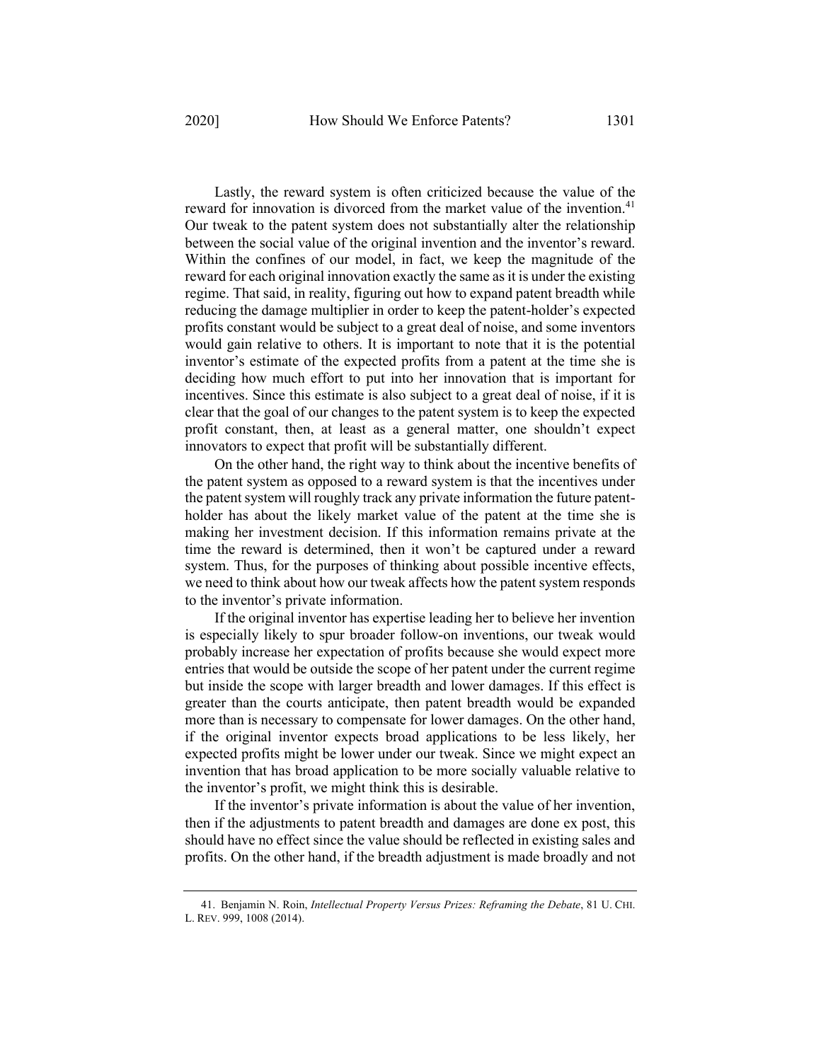Lastly, the reward system is often criticized because the value of the reward for innovation is divorced from the market value of the invention.[41] Our tweak to the patent system does not substantially alter the relationship between the social value of the original invention and the inventor's reward. Within the confines of our model, in fact, we keep the magnitude of the reward for each original innovation exactly the same as it is under the existing regime. That said, in reality, figuring out how to expand patent breadth while reducing the damage multiplier in order to keep the patent-holder's expected profits constant would be subject to a great deal of noise, and some inventors would gain relative to others. It is important to note that it is the potential inventor's estimate of the expected profits from a patent at the time she is deciding how much effort to put into her innovation that is important for incentives. Since this estimate is also subject to a great deal of noise, if it is clear that the goal of our changes to the patent system is to keep the expected profit constant, then, at least as a general matter, one shouldn't expect innovators to expect that profit will be substantially different.

On the other hand, the right way to think about the incentive benefits of the patent system as opposed to a reward system is that the incentives under the patent system will roughly track any private information the future patent-holder has about the likely market value of the patent at the time she is making her investment decision. If this information remains private at the time the reward is determined, then it won't be captured under a reward system. Thus, for the purposes of thinking about possible incentive effects, we need to think about how our tweak affects how the patent system responds to the inventor's private information.

If the original inventor has expertise leading her to believe her invention is especially likely to spur broader follow-on inventions, our tweak would probably increase her expectation of profits because she would expect more entries that would be outside the scope of her patent under the current regime but inside the scope with larger breadth and lower damages. If this effect is greater than the courts anticipate, then patent breadth would be expanded more than is necessary to compensate for lower damages. On the other hand, if the original inventor expects broad applications to be less likely, her expected profits might be lower under our tweak. Since we might expect an invention that has broad application to be more socially valuable relative to the inventor's profit, we might think this is desirable.

If the inventor's private information is about the value of her invention, then if the adjustments to patent breadth and damages are done ex post, this should have no effect since the value should be reflected in existing sales and profits. On the other hand, if the breadth adjustment is made broadly and not

41. Benjamin N. Roin, *Intellectual Property Versus Prizes: Reframing the Debate*, 81 U. CHI. L. REV. 999, 1008 (2014).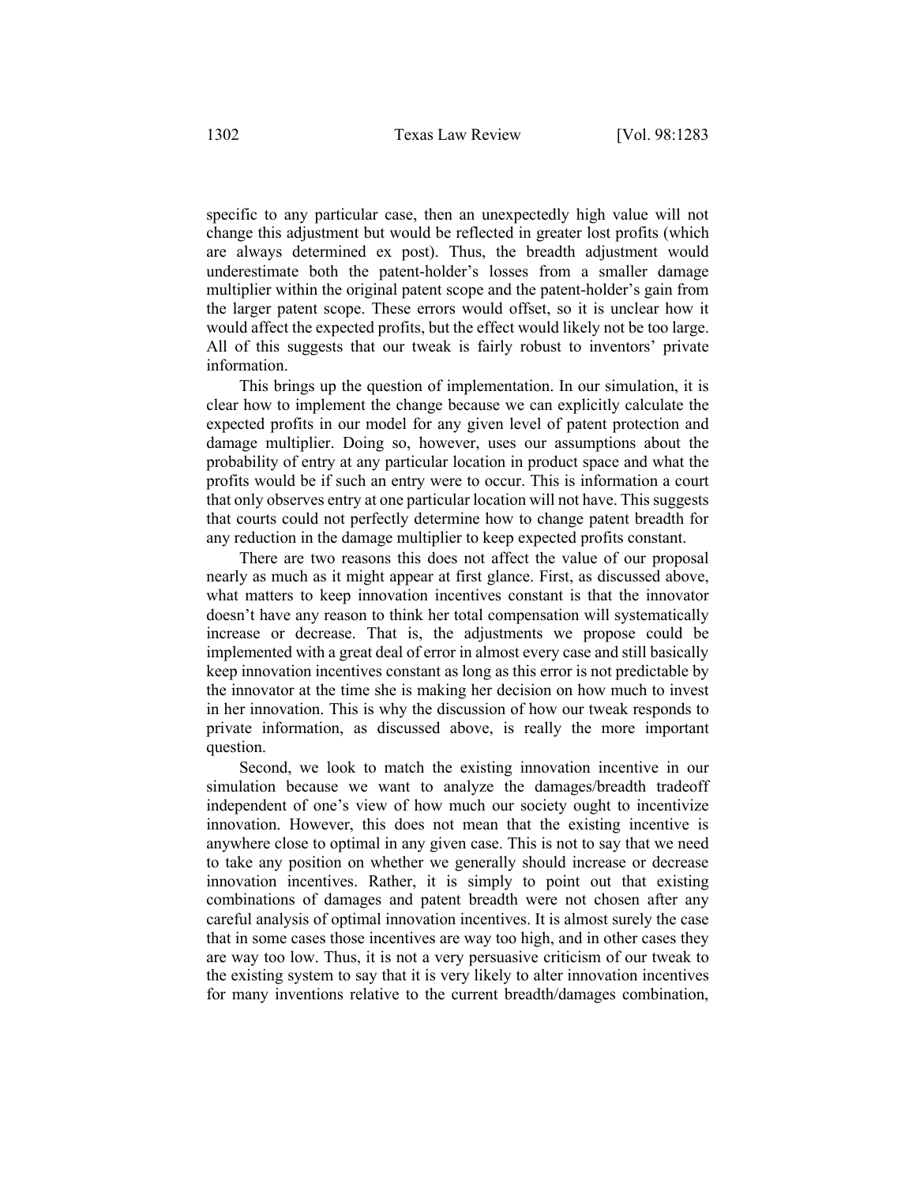specific to any particular case, then an unexpectedly high value will not change this adjustment but would be reflected in greater lost profits (which are always determined ex post). Thus, the breadth adjustment would underestimate both the patent-holder's losses from a smaller damage multiplier within the original patent scope and the patent-holder's gain from the larger patent scope. These errors would offset, so it is unclear how it would affect the expected profits, but the effect would likely not be too large. All of this suggests that our tweak is fairly robust to inventors' private information.

This brings up the question of implementation. In our simulation, it is clear how to implement the change because we can explicitly calculate the expected profits in our model for any given level of patent protection and damage multiplier. Doing so, however, uses our assumptions about the probability of entry at any particular location in product space and what the profits would be if such an entry were to occur. This is information a court that only observes entry at one particular location will not have. This suggests that courts could not perfectly determine how to change patent breadth for any reduction in the damage multiplier to keep expected profits constant.

There are two reasons this does not affect the value of our proposal nearly as much as it might appear at first glance. First, as discussed above, what matters to keep innovation incentives constant is that the innovator doesn't have any reason to think her total compensation will systematically increase or decrease. That is, the adjustments we propose could be implemented with a great deal of error in almost every case and still basically keep innovation incentives constant as long as this error is not predictable by the innovator at the time she is making her decision on how much to invest in her innovation. This is why the discussion of how our tweak responds to private information, as discussed above, is really the more important question.

Second, we look to match the existing innovation incentive in our simulation because we want to analyze the damages/breadth tradeoff independent of one's view of how much our society ought to incentivize innovation. However, this does not mean that the existing incentive is anywhere close to optimal in any given case. This is not to say that we need to take any position on whether we generally should increase or decrease innovation incentives. Rather, it is simply to point out that existing combinations of damages and patent breadth were not chosen after any careful analysis of optimal innovation incentives. It is almost surely the case that in some cases those incentives are way too high, and in other cases they are way too low. Thus, it is not a very persuasive criticism of our tweak to the existing system to say that it is very likely to alter innovation incentives for many inventions relative to the current breadth/damages combination,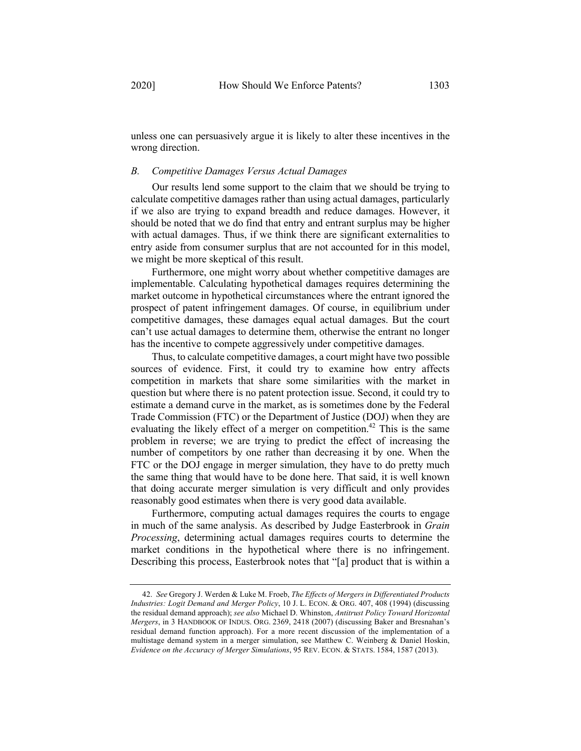unless one can persuasively argue it is likely to alter these incentives in the wrong direction.

### *B. Competitive Damages Versus Actual Damages*

Our results lend some support to the claim that we should be trying to calculate competitive damages rather than using actual damages, particularly if we also are trying to expand breadth and reduce damages. However, it should be noted that we do find that entry and entrant surplus may be higher with actual damages. Thus, if we think there are significant externalities to entry aside from consumer surplus that are not accounted for in this model, we might be more skeptical of this result.

Furthermore, one might worry about whether competitive damages are implementable. Calculating hypothetical damages requires determining the market outcome in hypothetical circumstances where the entrant ignored the prospect of patent infringement damages. Of course, in equilibrium under competitive damages, these damages equal actual damages. But the court can't use actual damages to determine them, otherwise the entrant no longer has the incentive to compete aggressively under competitive damages.

Thus, to calculate competitive damages, a court might have two possible sources of evidence. First, it could try to examine how entry affects competition in markets that share some similarities with the market in question but where there is no patent protection issue. Second, it could try to estimate a demand curve in the market, as is sometimes done by the Federal Trade Commission (FTC) or the Department of Justice (DOJ) when they are evaluating the likely effect of a merger on competition.[42] This is the same problem in reverse; we are trying to predict the effect of increasing the number of competitors by one rather than decreasing it by one. When the FTC or the DOJ engage in merger simulation, they have to do pretty much the same thing that would have to be done here. That said, it is well known that doing accurate merger simulation is very difficult and only provides reasonably good estimates when there is very good data available.

Furthermore, computing actual damages requires the courts to engage in much of the same analysis. As described by Judge Easterbrook in *Grain Processing*, determining actual damages requires courts to determine the market conditions in the hypothetical where there is no infringement. Describing this process, Easterbrook notes that "[a] product that is within a

---

42. *See* Gregory J. Werden & Luke M. Froeb, *The Effects of Mergers in Differentiated Products Industries: Logit Demand and Merger Policy*, 10 J. L. ECON. & ORG. 407, 408 (1994) (discussing the residual demand approach); *see also* Michael D. Whinston, *Antitrust Policy Toward Horizontal Mergers*, in 3 HANDBOOK OF INDUS. ORG. 2369, 2418 (2007) (discussing Baker and Bresnahan's residual demand function approach). For a more recent discussion of the implementation of a multistage demand system in a merger simulation, see Matthew C. Weinberg & Daniel Hoskin, *Evidence on the Accuracy of Merger Simulations*, 95 REV. ECON. & STATS. 1584, 1587 (2013).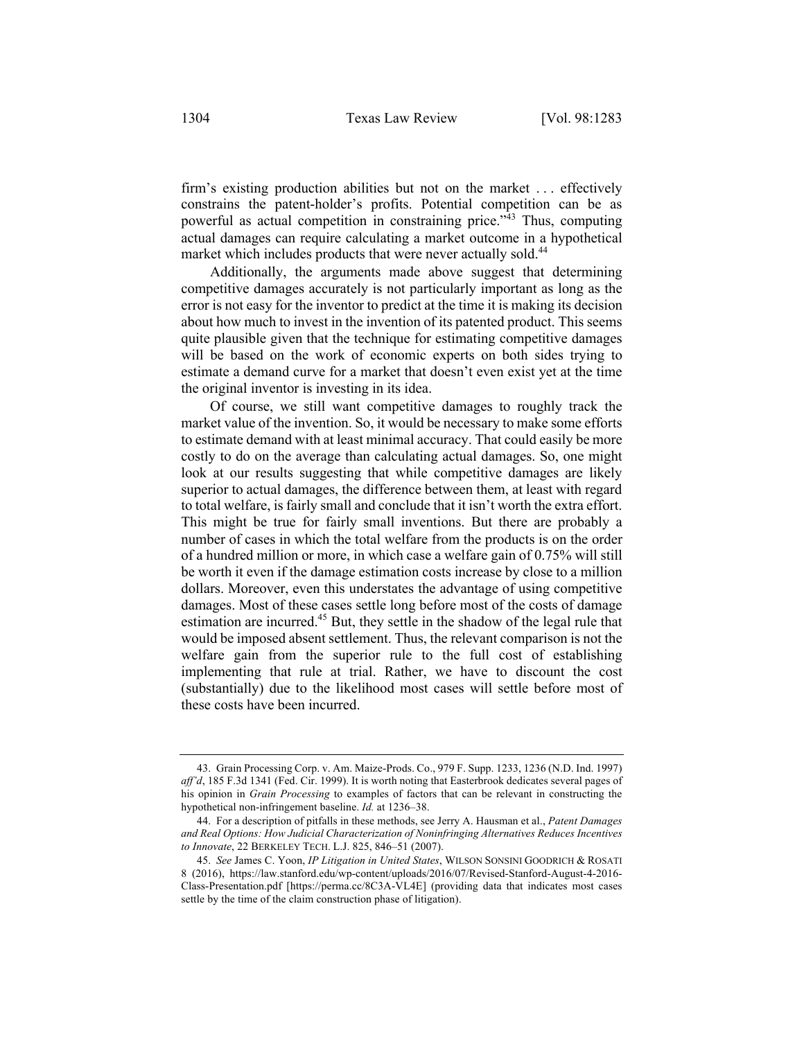firm's existing production abilities but not on the market . . . effectively constrains the patent-holder's profits. Potential competition can be as powerful as actual competition in constraining price."[43] Thus, computing actual damages can require calculating a market outcome in a hypothetical market which includes products that were never actually sold.[44]

Additionally, the arguments made above suggest that determining competitive damages accurately is not particularly important as long as the error is not easy for the inventor to predict at the time it is making its decision about how much to invest in the invention of its patented product. This seems quite plausible given that the technique for estimating competitive damages will be based on the work of economic experts on both sides trying to estimate a demand curve for a market that doesn't even exist yet at the time the original inventor is investing in its idea.

Of course, we still want competitive damages to roughly track the market value of the invention. So, it would be necessary to make some efforts to estimate demand with at least minimal accuracy. That could easily be more costly to do on the average than calculating actual damages. So, one might look at our results suggesting that while competitive damages are likely superior to actual damages, the difference between them, at least with regard to total welfare, is fairly small and conclude that it isn't worth the extra effort. This might be true for fairly small inventions. But there are probably a number of cases in which the total welfare from the products is on the order of a hundred million or more, in which case a welfare gain of 0.75% will still be worth it even if the damage estimation costs increase by close to a million dollars. Moreover, even this understates the advantage of using competitive damages. Most of these cases settle long before most of the costs of damage estimation are incurred.[45] But, they settle in the shadow of the legal rule that would be imposed absent settlement. Thus, the relevant comparison is not the welfare gain from the superior rule to the full cost of establishing implementing that rule at trial. Rather, we have to discount the cost (substantially) due to the likelihood most cases will settle before most of these costs have been incurred.

---

43. Grain Processing Corp. v. Am. Maize-Prods. Co., 979 F. Supp. 1233, 1236 (N.D. Ind. 1997) *aff'd*, 185 F.3d 1341 (Fed. Cir. 1999). It is worth noting that Easterbrook dedicates several pages of his opinion in *Grain Processing* to examples of factors that can be relevant in constructing the hypothetical non-infringement baseline. *Id.* at 1236–38.

44. For a description of pitfalls in these methods, see Jerry A. Hausman et al., *Patent Damages and Real Options: How Judicial Characterization of Noninfringing Alternatives Reduces Incentives to Innovate*, 22 BERKELEY TECH. L.J. 825, 846–51 (2007).

45. *See* James C. Yoon, *IP Litigation in United States*, WILSON SONSINI GOODRICH & ROSATI 8 (2016), https://law.stanford.edu/wp-content/uploads/2016/07/Revised-Stanford-August-4-2016-Class-Presentation.pdf [https://perma.cc/8C3A-VL4E] (providing data that indicates most cases settle by the time of the claim construction phase of litigation).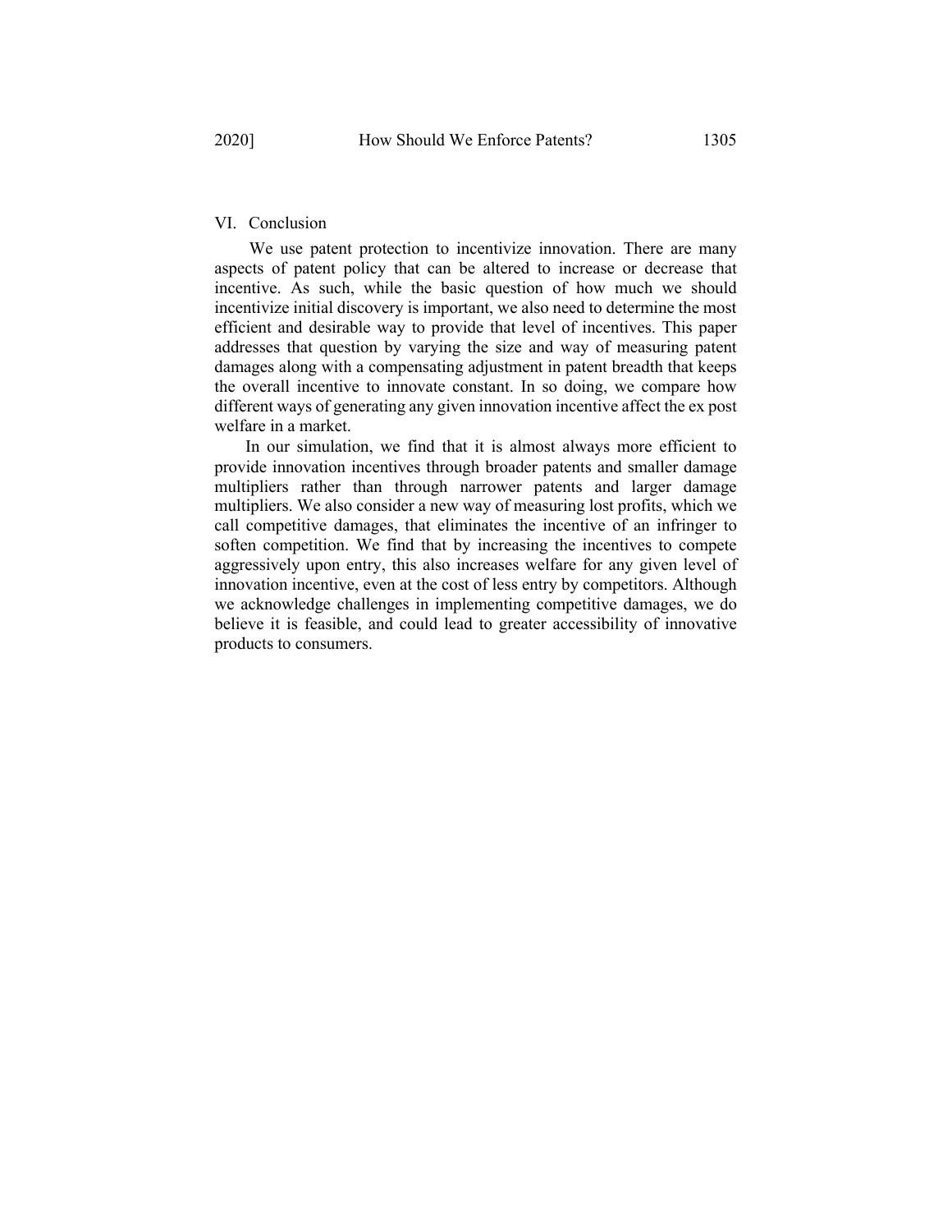## VI. Conclusion

We use patent protection to incentivize innovation. There are many aspects of patent policy that can be altered to increase or decrease that incentive. As such, while the basic question of how much we should incentivize initial discovery is important, we also need to determine the most efficient and desirable way to provide that level of incentives. This paper addresses that question by varying the size and way of measuring patent damages along with a compensating adjustment in patent breadth that keeps the overall incentive to innovate constant. In so doing, we compare how different ways of generating any given innovation incentive affect the ex post welfare in a market.

In our simulation, we find that it is almost always more efficient to provide innovation incentives through broader patents and smaller damage multipliers rather than through narrower patents and larger damage multipliers. We also consider a new way of measuring lost profits, which we call competitive damages, that eliminates the incentive of an infringer to soften competition. We find that by increasing the incentives to compete aggressively upon entry, this also increases welfare for any given level of innovation incentive, even at the cost of less entry by competitors. Although we acknowledge challenges in implementing competitive damages, we do believe it is feasible, and could lead to greater accessibility of innovative products to consumers.